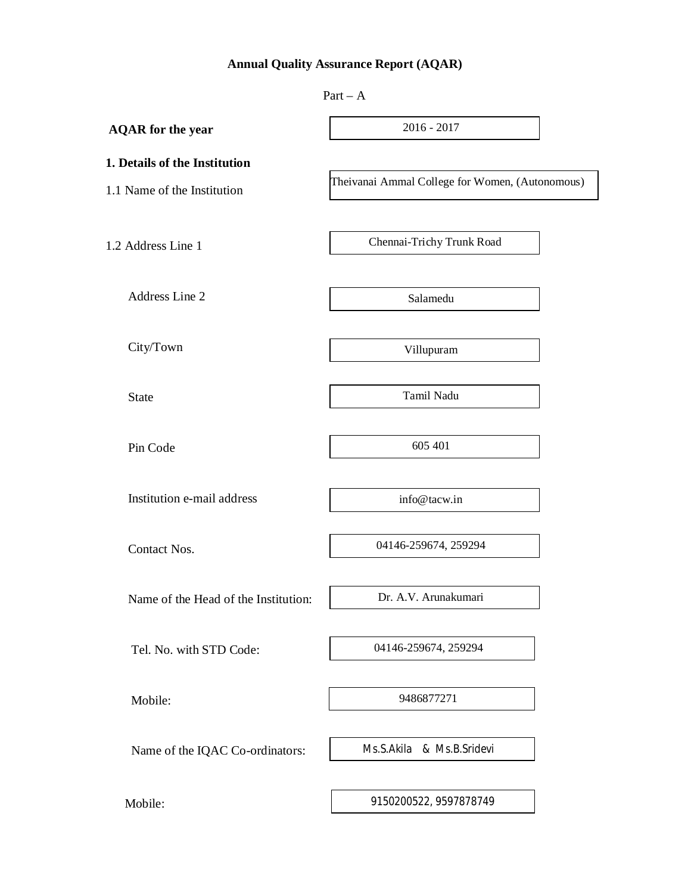# Annual Quality Assurance Report (AQAR)

Part – A

| | |
|---|---|
| **AQAR for the year** | 2016 - 2017 |

**1. Details of the Institution**

| | |
|---|---|
| 1.1 Name of the Institution | Theivanai Ammal College for Women, (Autonomous) |
| 1.2 Address Line 1 | Chennai-Trichy Trunk Road |
| Address Line 2 | Salamedu |
| City/Town | Villupuram |
| State | Tamil Nadu |
| Pin Code | 605 401 |
| Institution e-mail address | info@tacw.in |
| Contact Nos. | 04146-259674, 259294 |
| Name of the Head of the Institution: | Dr. A.V. Arunakumari |
| Tel. No. with STD Code: | 04146-259674, 259294 |
| Mobile: | 9486877271 |
| Name of the IQAC Co-ordinators: | Ms.S.Akila & Ms.B.Sridevi |
| Mobile: | 9150200522, 9597878749 |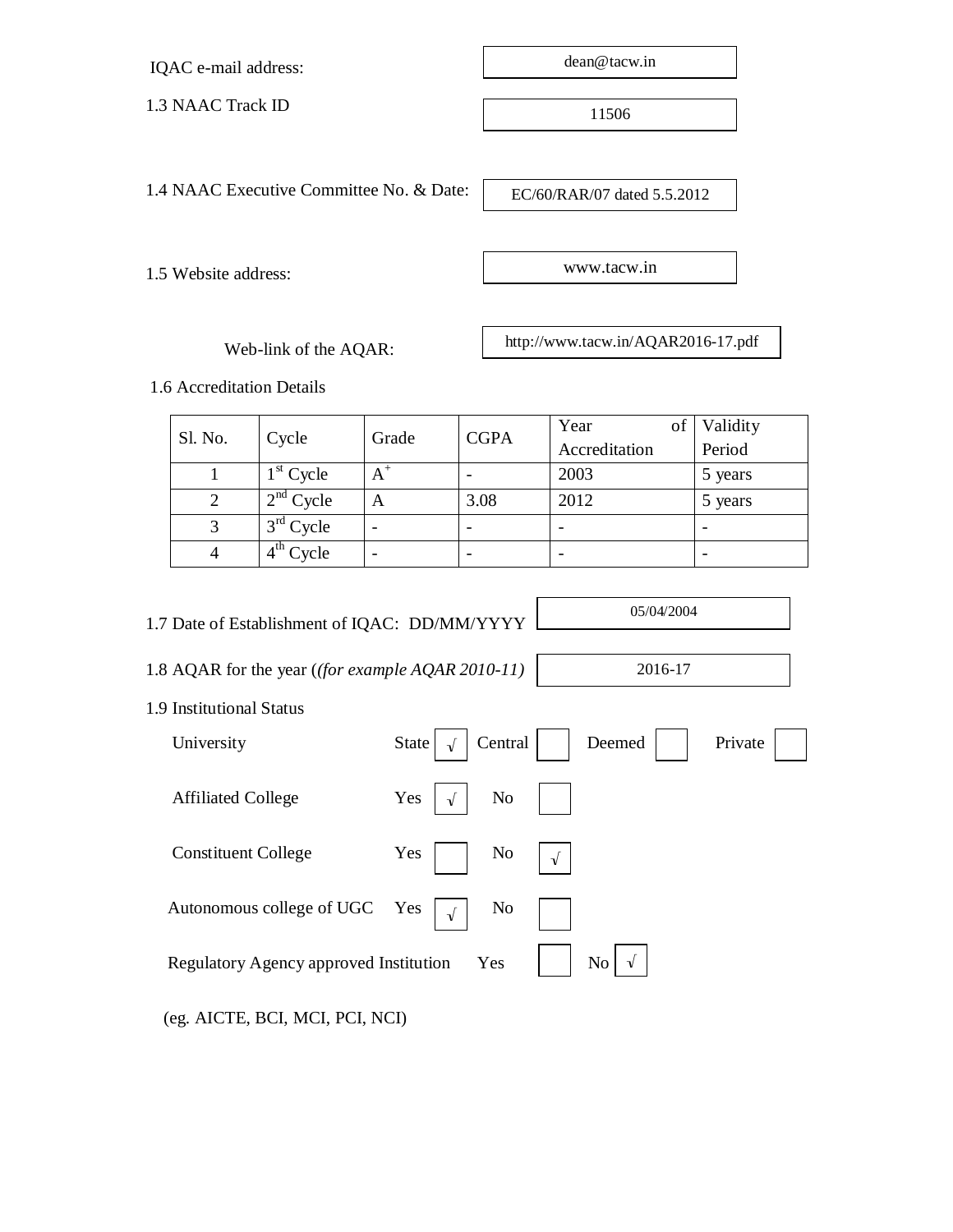IQAC e-mail address: dean@tacw.in

1.3 NAAC Track ID: 11506

1.4 NAAC Executive Committee No. & Date: EC/60/RAR/07 dated 5.5.2012

1.5 Website address: www.tacw.in

Web-link of the AQAR: http://www.tacw.in/AQAR2016-17.pdf

1.6 Accreditation Details

| Sl. No. | Cycle | Grade | CGPA | Year of Accreditation | Validity Period |
|---|---|---|---|---|---|
| 1 | 1st Cycle | A+ | - | 2003 | 5 years |
| 2 | 2nd Cycle | A | 3.08 | 2012 | 5 years |
| 3 | 3rd Cycle | - | - | - | - |
| 4 | 4th Cycle | - | - | - | - |

1.7 Date of Establishment of IQAC: DD/MM/YYYY: 05/04/2004

1.8 AQAR for the year (*(for example AQAR 2010-11)*): 2016-17

1.9 Institutional Status

University: State √ Central ☐ Deemed ☐ Private ☐

Affiliated College: Yes √ No ☐

Constituent College: Yes ☐ No √

Autonomous college of UGC: Yes √ No ☐

Regulatory Agency approved Institution: Yes ☐ No √

(eg. AICTE, BCI, MCI, PCI, NCI)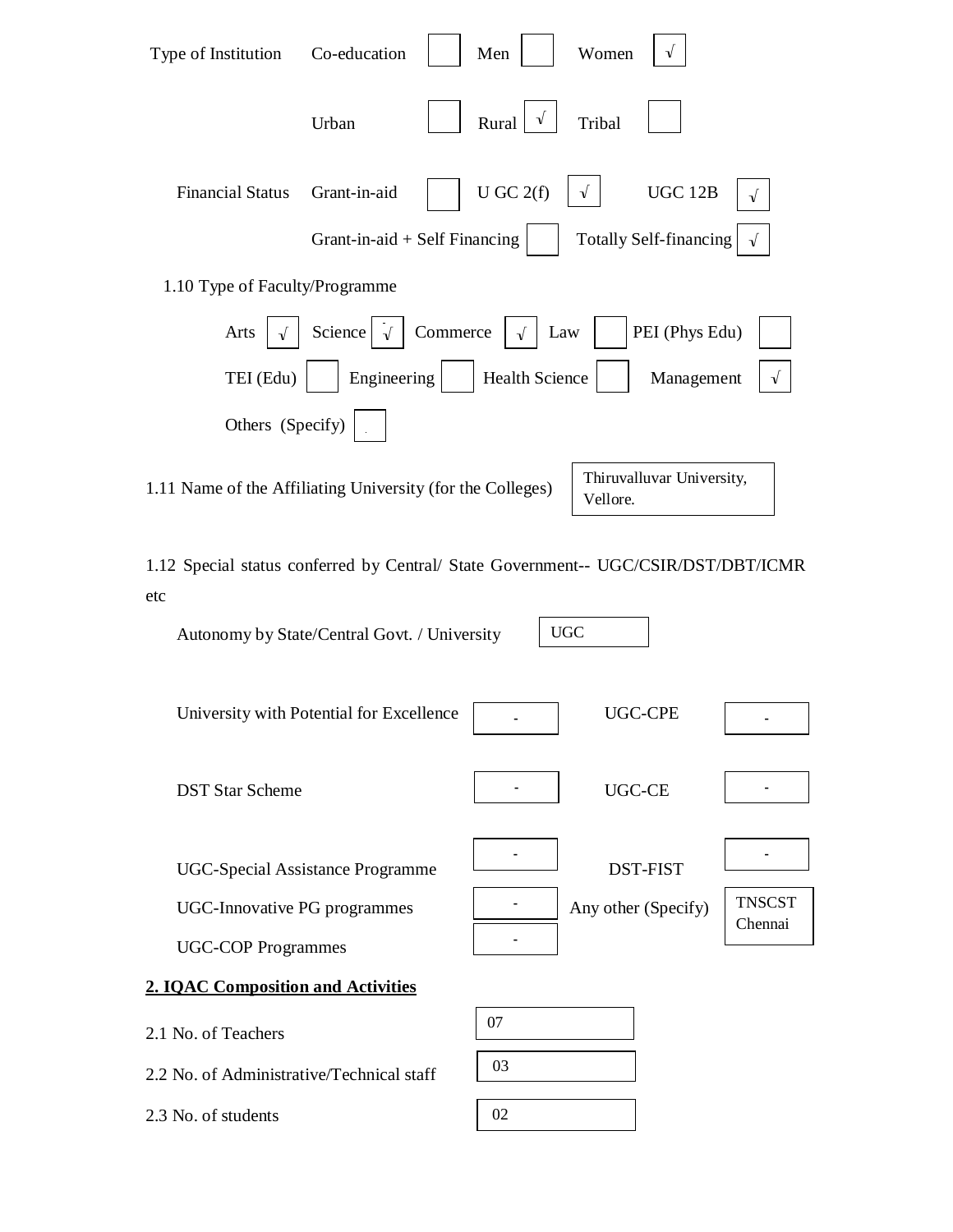Type of Institution

| | | | | | |
|---|---|---|---|---|---|
| Co-education | | Men | | Women | √ |
| Urban | | Rural | √ | Tribal | |

Financial Status

| | | | | | |
|---|---|---|---|---|---|
| Grant-in-aid | | U GC 2(f) | √ | UGC 12B | √ |
| Grant-in-aid + Self Financing | | Totally Self-financing | √ | | |

1.10 Type of Faculty/Programme

| | | | | | | | | | |
|---|---|---|---|---|---|---|---|---|---|
| Arts | √ | Science | √ | Commerce | √ | Law | | PEI (Phys Edu) | |
| TEI (Edu) | | Engineering | | Health Science | | Management | √ | | |
| Others (Specify) | | | | | | | | | |

1.11 Name of the Affiliating University (for the Colleges): Thiruvalluvar University, Vellore.

1.12 Special status conferred by Central/ State Government-- UGC/CSIR/DST/DBT/ICMR etc

Autonomy by State/Central Govt. / University: UGC

| | | | |
|---|---|---|---|
| University with Potential for Excellence | - | UGC-CPE | - |
| DST Star Scheme | - | UGC-CE | - |
| UGC-Special Assistance Programme | - | DST-FIST | - |
| UGC-Innovative PG programmes | - | Any other (Specify) | TNSCST Chennai |
| UGC-COP Programmes | - | | |

**2. IQAC Composition and Activities**

| | |
|---|---|
| 2.1 No. of Teachers | 07 |
| 2.2 No. of Administrative/Technical staff | 03 |
| 2.3 No. of students | 02 |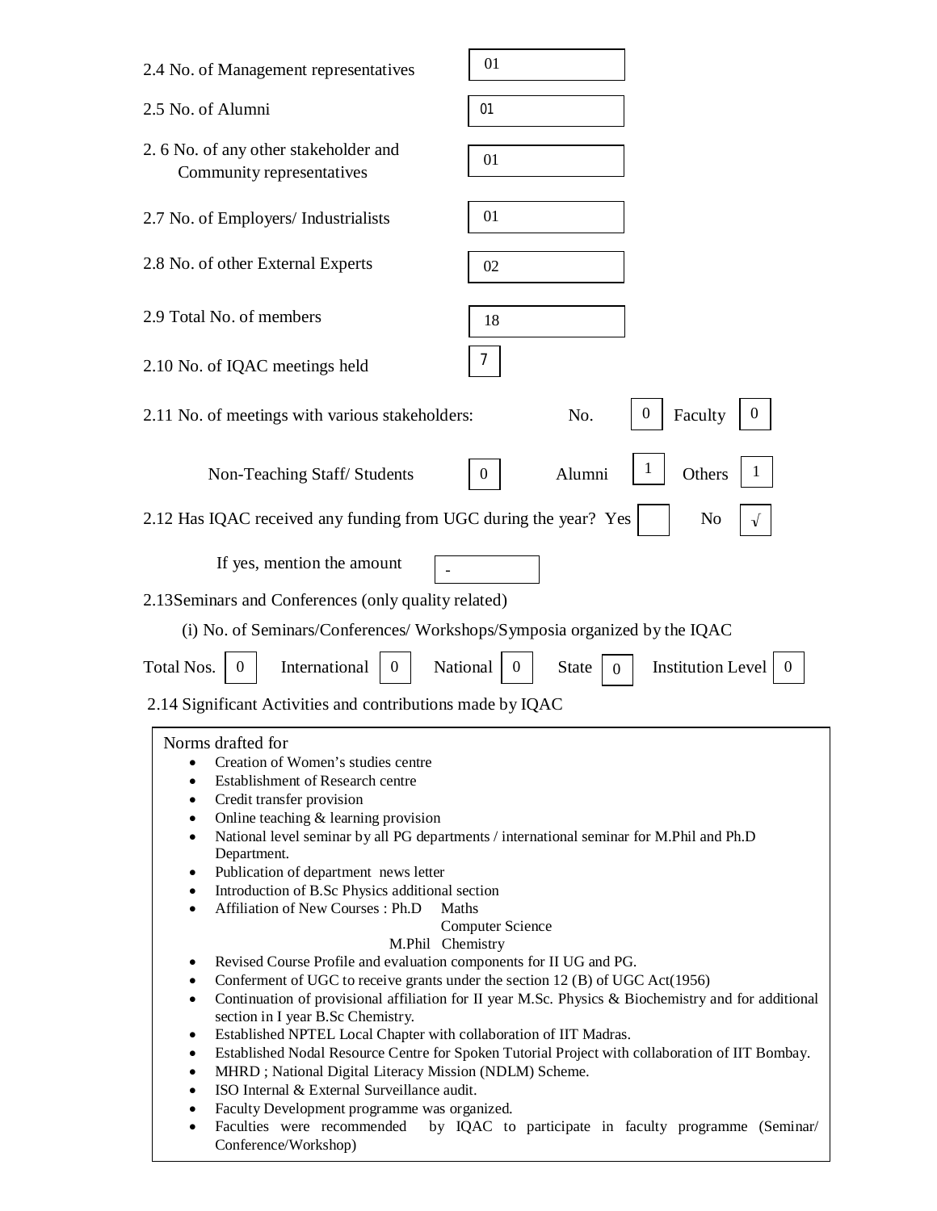2.4 No. of Management representatives: 01

2.5 No. of Alumni: 01

2.6 No. of any other stakeholder and Community representatives: 01

2.7 No. of Employers/ Industrialists: 01

2.8 No. of other External Experts: 02

2.9 Total No. of members: 18

2.10 No. of IQAC meetings held: 7

2.11 No. of meetings with various stakeholders: No. 0 Faculty 0

Non-Teaching Staff/ Students 0 Alumni 1 Others 1

2.12 Has IQAC received any funding from UGC during the year? Yes ☐ No √

If yes, mention the amount: -

2.13 Seminars and Conferences (only quality related)

(i) No. of Seminars/Conferences/ Workshops/Symposia organized by the IQAC

Total Nos. 0 International 0 National 0 State 0 Institution Level 0

2.14 Significant Activities and contributions made by IQAC

Norms drafted for

- Creation of Women's studies centre
- Establishment of Research centre
- Credit transfer provision
- Online teaching & learning provision
- National level seminar by all PG departments / international seminar for M.Phil and Ph.D Department.
- Publication of department news letter
- Introduction of B.Sc Physics additional section
- Affiliation of New Courses : Ph.D Maths, Computer Science; M.Phil Chemistry
- Revised Course Profile and evaluation components for II UG and PG.
- Conferment of UGC to receive grants under the section 12 (B) of UGC Act(1956)
- Continuation of provisional affiliation for II year M.Sc. Physics & Biochemistry and for additional section in I year B.Sc Chemistry.
- Established NPTEL Local Chapter with collaboration of IIT Madras.
- Established Nodal Resource Centre for Spoken Tutorial Project with collaboration of IIT Bombay.
- MHRD ; National Digital Literacy Mission (NDLM) Scheme.
- ISO Internal & External Surveillance audit.
- Faculty Development programme was organized.
- Faculties were recommended by IQAC to participate in faculty programme (Seminar/ Conference/Workshop)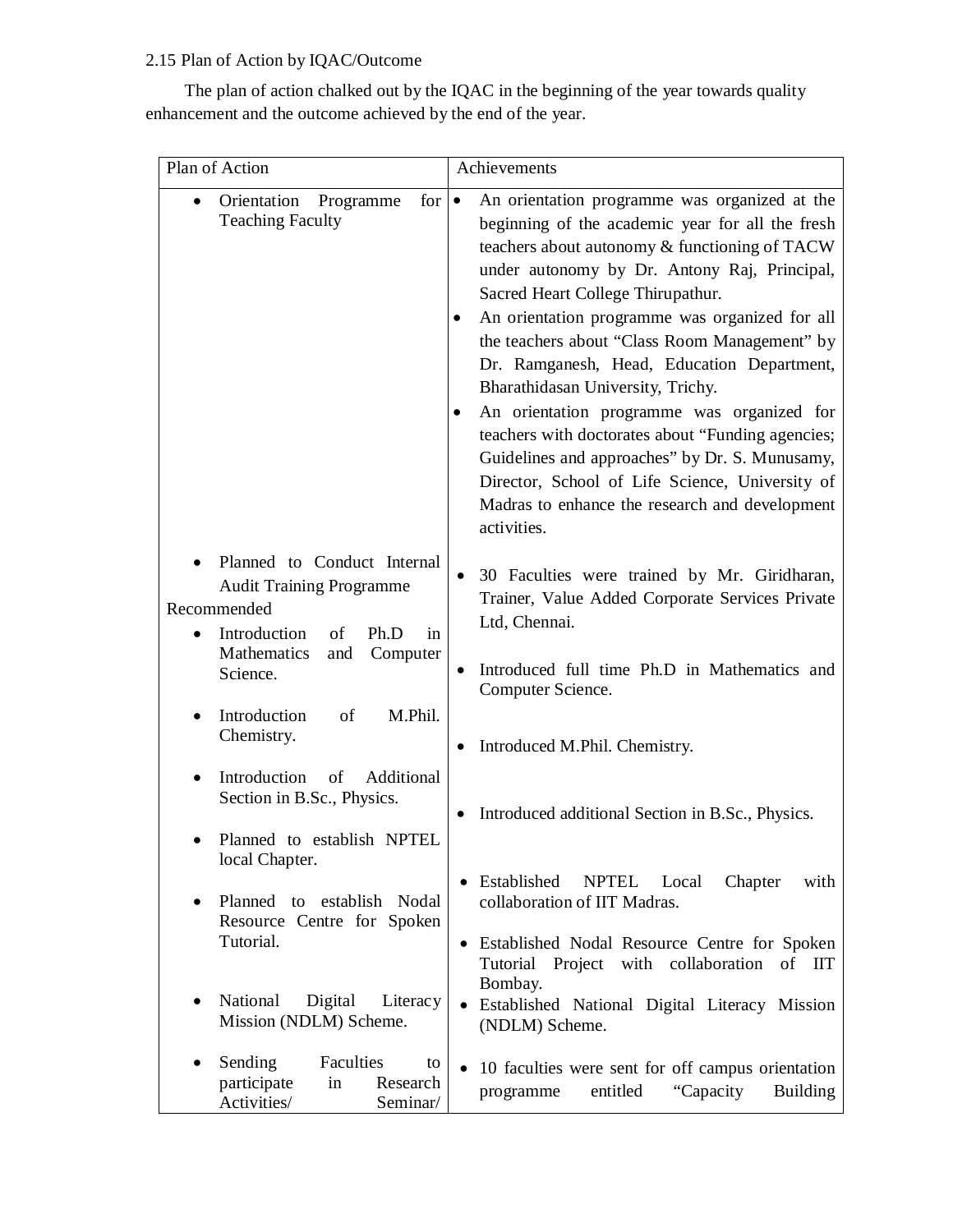2.15 Plan of Action by IQAC/Outcome

The plan of action chalked out by the IQAC in the beginning of the year towards quality enhancement and the outcome achieved by the end of the year.

| Plan of Action | Achievements |
| --- | --- |
| • Orientation Programme for Teaching Faculty | • An orientation programme was organized at the beginning of the academic year for all the fresh teachers about autonomy & functioning of TACW under autonomy by Dr. Antony Raj, Principal, Sacred Heart College Thirupathur.<br>• An orientation programme was organized for all the teachers about "Class Room Management" by Dr. Ramganesh, Head, Education Department, Bharathidasan University, Trichy.<br>• An orientation programme was organized for teachers with doctorates about "Funding agencies; Guidelines and approaches" by Dr. S. Munusamy, Director, School of Life Science, University of Madras to enhance the research and development activities. |
| • Planned to Conduct Internal Audit Training Programme | • 30 Faculties were trained by Mr. Giridharan, Trainer, Value Added Corporate Services Private Ltd, Chennai. |
| Recommended<br>• Introduction of Ph.D in Mathematics and Computer Science. | • Introduced full time Ph.D in Mathematics and Computer Science. |
| • Introduction of M.Phil. Chemistry. | • Introduced M.Phil. Chemistry. |
| • Introduction of Additional Section in B.Sc., Physics. | • Introduced additional Section in B.Sc., Physics. |
| • Planned to establish NPTEL local Chapter. | • Established NPTEL Local Chapter with collaboration of IIT Madras. |
| • Planned to establish Nodal Resource Centre for Spoken Tutorial. | • Established Nodal Resource Centre for Spoken Tutorial Project with collaboration of IIT Bombay. |
| • National Digital Literacy Mission (NDLM) Scheme. | • Established National Digital Literacy Mission (NDLM) Scheme. |
| • Sending Faculties to participate in Research Activities/ Seminar/ | • 10 faculties were sent for off campus orientation programme entitled "Capacity Building |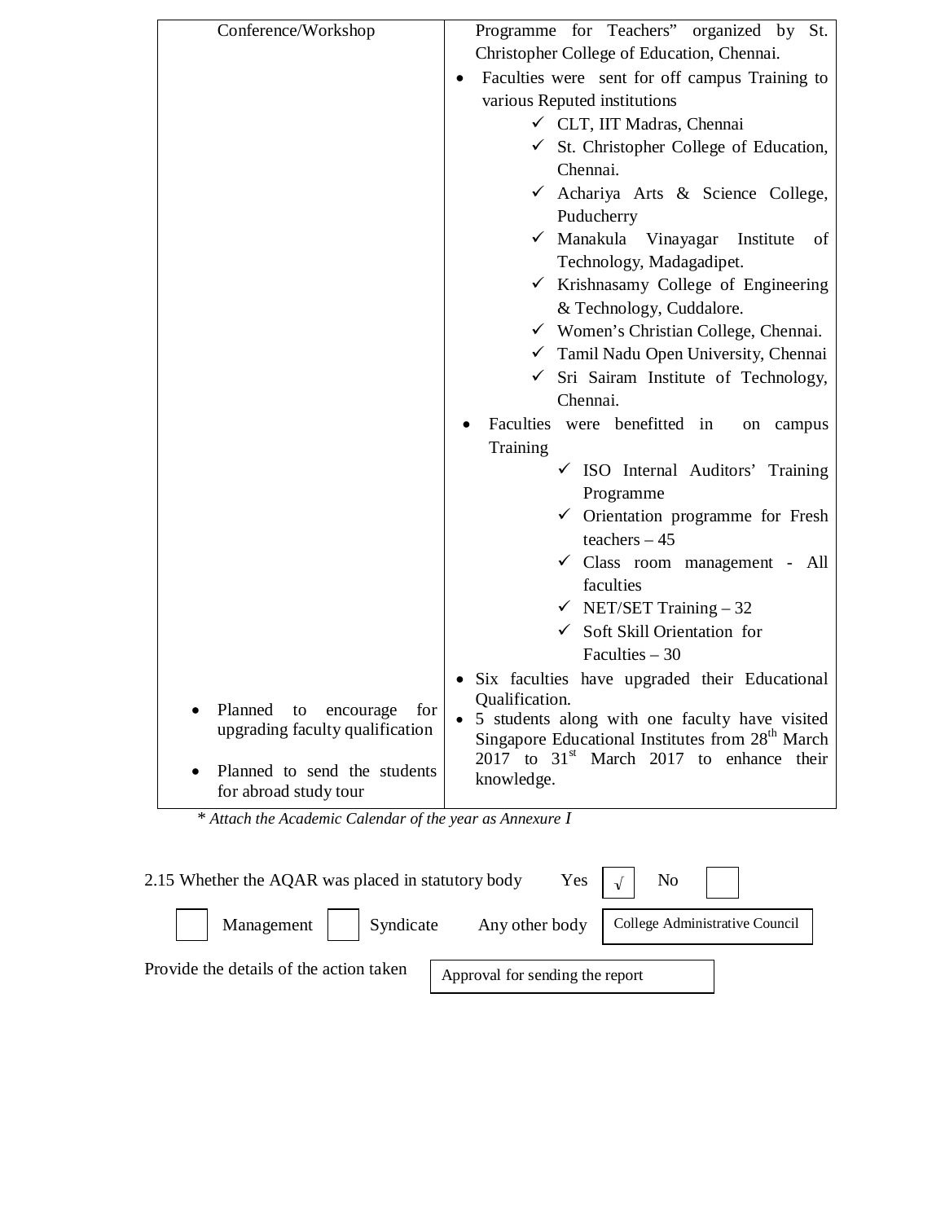| | |
|---|---|
| Conference/Workshop | Programme for Teachers" organized by St. Christopher College of Education, Chennai.<br>• Faculties were sent for off campus Training to various Reputed institutions<br>✓ CLT, IIT Madras, Chennai<br>✓ St. Christopher College of Education, Chennai.<br>✓ Achariya Arts & Science College, Puducherry<br>✓ Manakula Vinayagar Institute of Technology, Madagadipet.<br>✓ Krishnasamy College of Engineering & Technology, Cuddalore.<br>✓ Women's Christian College, Chennai.<br>✓ Tamil Nadu Open University, Chennai<br>✓ Sri Sairam Institute of Technology, Chennai.<br>• Faculties were benefitted in on campus Training<br>✓ ISO Internal Auditors' Training Programme<br>✓ Orientation programme for Fresh teachers – 45<br>✓ Class room management - All faculties<br>✓ NET/SET Training – 32<br>✓ Soft Skill Orientation for Faculties – 30 |
| • Planned to encourage for upgrading faculty qualification | • Six faculties have upgraded their Educational Qualification. |
| • Planned to send the students for abroad study tour | • 5 students along with one faculty have visited Singapore Educational Institutes from 28th March 2017 to 31st March 2017 to enhance their knowledge. |

*\* Attach the Academic Calendar of the year as Annexure I*

2.15 Whether the AQAR was placed in statutory body Yes [√] No [ ]

[ ] Management [ ] Syndicate Any other body [College Administrative Council]

Provide the details of the action taken [Approval for sending the report]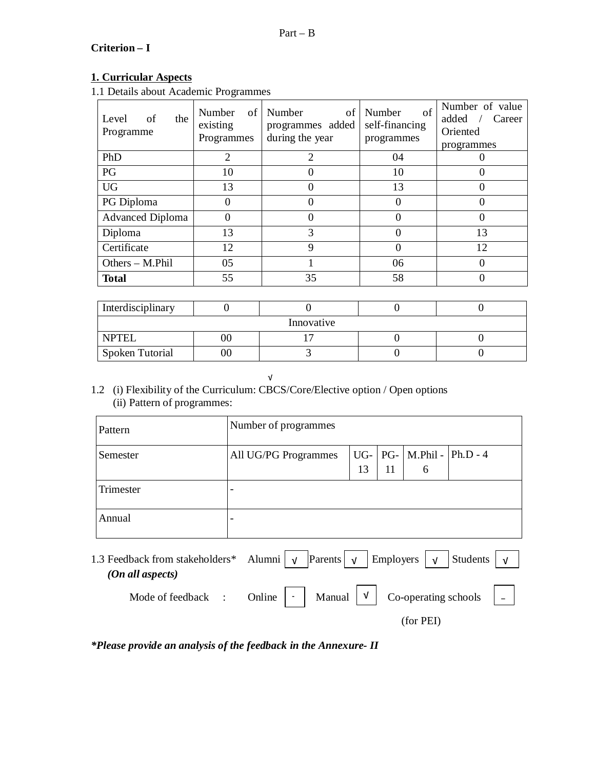Part – B

**Criterion – I**

**1. Curricular Aspects**

1.1 Details about Academic Programmes

| Level of the Programme | Number of existing Programmes | Number of programmes added during the year | Number of self-financing programmes | Number of value added / Career Oriented programmes |
|---|---|---|---|---|
| PhD | 2 | 2 | 04 | 0 |
| PG | 10 | 0 | 10 | 0 |
| UG | 13 | 0 | 13 | 0 |
| PG Diploma | 0 | 0 | 0 | 0 |
| Advanced Diploma | 0 | 0 | 0 | 0 |
| Diploma | 13 | 3 | 0 | 13 |
| Certificate | 12 | 9 | 0 | 12 |
| Others – M.Phil | 05 | 1 | 06 | 0 |
| **Total** | 55 | 35 | 58 | 0 |

| Interdisciplinary | 0 | 0 | 0 | 0 |
|---|---|---|---|---|
| Innovative | | | | |
| NPTEL | 00 | 17 | 0 | 0 |
| Spoken Tutorial | 00 | 3 | 0 | 0 |

1.2 (i) Flexibility of the Curriculum: CBCS/Core/Elective option / Open options √

(ii) Pattern of programmes:

| Pattern | Number of programmes | | | | |
|---|---|---|---|---|---|
| Semester | All UG/PG Programmes | UG-13 | PG-11 | M.Phil - 6 | Ph.D - 4 |
| Trimester | - | | | | |
| Annual | - | | | | |

1.3 Feedback from stakeholders* Alumni √ Parents √ Employers √ Students √

*(On all aspects)*

Mode of feedback : Online - Manual √ Co-operating schools (for PEI) –

***Please provide an analysis of the feedback in the Annexure- II**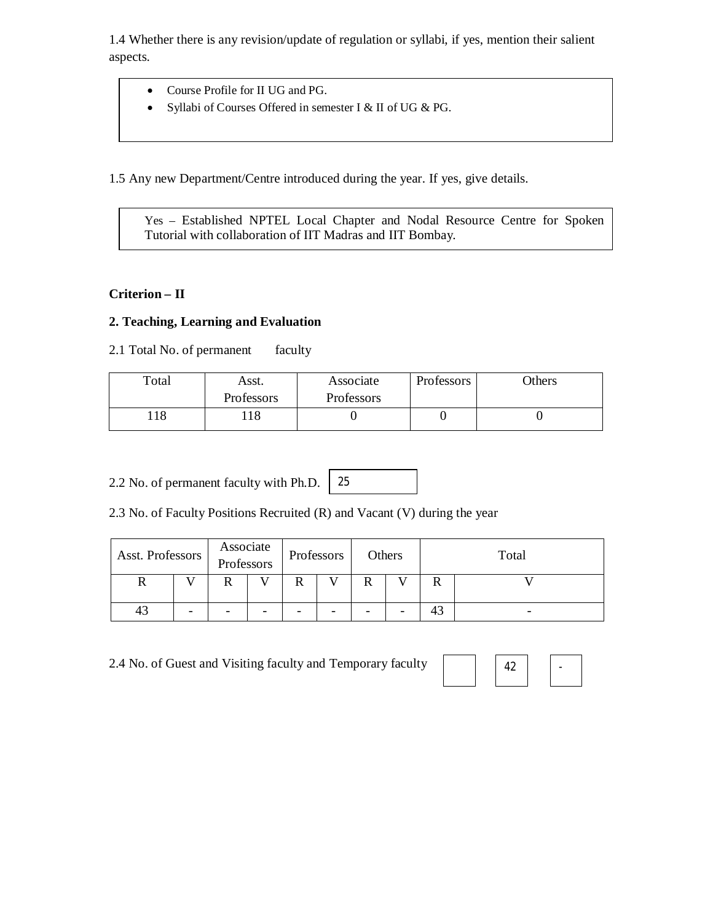1.4 Whether there is any revision/update of regulation or syllabi, if yes, mention their salient aspects.

- Course Profile for II UG and PG.
- Syllabi of Courses Offered in semester I & II of UG & PG.

1.5 Any new Department/Centre introduced during the year. If yes, give details.

Yes – Established NPTEL Local Chapter and Nodal Resource Centre for Spoken Tutorial with collaboration of IIT Madras and IIT Bombay.

**Criterion – II**

**2. Teaching, Learning and Evaluation**

2.1 Total No. of permanent faculty

| Total | Asst. Professors | Associate Professors | Professors | Others |
|---|---|---|---|---|
| 118 | 118 | 0 | 0 | 0 |

2.2 No. of permanent faculty with Ph.D. 25

2.3 No. of Faculty Positions Recruited (R) and Vacant (V) during the year

| Asst. Professors | | Associate Professors | | Professors | | Others | | Total | |
|---|---|---|---|---|---|---|---|---|---|
| R | V | R | V | R | V | R | V | R | V |
| 43 | - | - | - | - | - | - | - | 43 | - |

2.4 No. of Guest and Visiting faculty and Temporary faculty | | 42 | -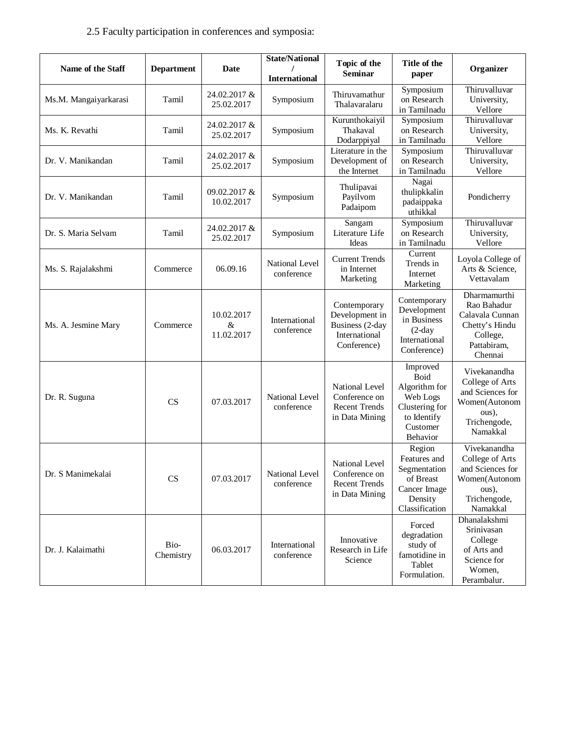2.5 Faculty participation in conferences and symposia:

| Name of the Staff | Department | Date | State/National / International | Topic of the Seminar | Title of the paper | Organizer |
|---|---|---|---|---|---|---|
| Ms.M. Mangaiyarkarasi | Tamil | 24.02.2017 & 25.02.2017 | Symposium | Thiruvamathur Thalavaralaru | Symposium on Research in Tamilnadu | Thiruvalluvar University, Vellore |
| Ms. K. Revathi | Tamil | 24.02.2017 & 25.02.2017 | Symposium | Kurunthokaiyil Thakaval Dodarppiyal | Symposium on Research in Tamilnadu | Thiruvalluvar University, Vellore |
| Dr. V. Manikandan | Tamil | 24.02.2017 & 25.02.2017 | Symposium | Literature in the Development of the Internet | Symposium on Research in Tamilnadu | Thiruvalluvar University, Vellore |
| Dr. V. Manikandan | Tamil | 09.02.2017 & 10.02.2017 | Symposium | Thulipavai Payilvom Padaipom | Nagai thulipkkalin padaippaka uthikkal | Pondicherry |
| Dr. S. Maria Selvam | Tamil | 24.02.2017 & 25.02.2017 | Symposium | Sangam Literature Life Ideas | Symposium on Research in Tamilnadu | Thiruvalluvar University, Vellore |
| Ms. S. Rajalakshmi | Commerce | 06.09.16 | National Level conference | Current Trends in Internet Marketing | Current Trends in Internet Marketing | Loyola College of Arts & Science, Vettavalam |
| Ms. A. Jesmine Mary | Commerce | 10.02.2017 & 11.02.2017 | International conference | Contemporary Development in Business (2-day International Conference) | Contemporary Development in Business (2-day International Conference) | Dharmamurthi Rao Bahadur Calavala Cunnan Chetty's Hindu College, Pattabiram, Chennai |
| Dr. R. Suguna | CS | 07.03.2017 | National Level conference | National Level Conference on Recent Trends in Data Mining | Improved Boid Algorithm for Web Logs Clustering for to Identify Customer Behavior | Vivekanandha College of Arts and Sciences for Women(Autonomous), Trichengode, Namakkal |
| Dr. S Manimekalai | CS | 07.03.2017 | National Level conference | National Level Conference on Recent Trends in Data Mining | Region Features and Segmentation of Breast Cancer Image Density Classification | Vivekanandha College of Arts and Sciences for Women(Autonomous), Trichengode, Namakkal |
| Dr. J. Kalaimathi | Bio-Chemistry | 06.03.2017 | International conference | Innovative Research in Life Science | Forced degradation study of famotidine in Tablet Formulation. | Dhanalakshmi Srinivasan College of Arts and Science for Women, Perambalur. |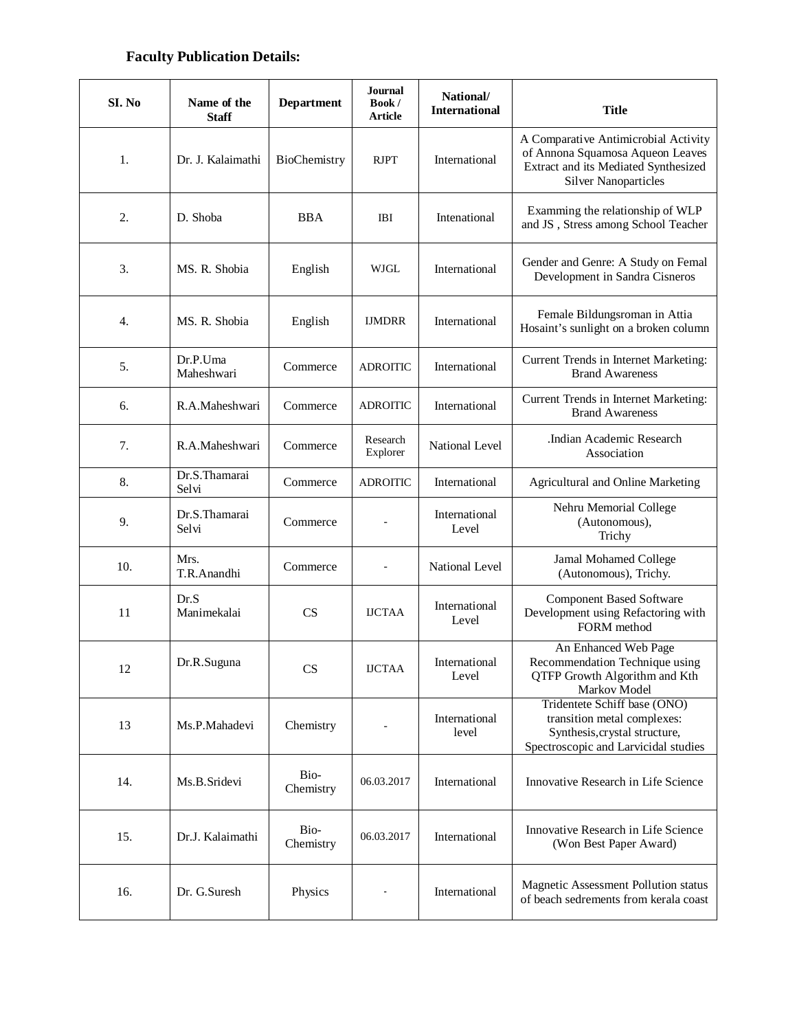### Faculty Publication Details:

| SI. No | Name of the Staff | Department | Journal Book / Article | National/ International | Title |
|---|---|---|---|---|---|
| 1. | Dr. J. Kalaimathi | BioChemistry | RJPT | International | A Comparative Antimicrobial Activity of Annona Squamosa Aqueon Leaves Extract and its Mediated Synthesized Silver Nanoparticles |
| 2. | D. Shoba | BBA | IBI | Intenational | Examming the relationship of WLP and JS , Stress among School Teacher |
| 3. | MS. R. Shobia | English | WJGL | International | Gender and Genre: A Study on Femal Development in Sandra Cisneros |
| 4. | MS. R. Shobia | English | IJMDRR | International | Female Bildungsroman in Attia Hosaint's sunlight on a broken column |
| 5. | Dr.P.Uma Maheshwari | Commerce | ADROITIC | International | Current Trends in Internet Marketing: Brand Awareness |
| 6. | R.A.Maheshwari | Commerce | ADROITIC | International | Current Trends in Internet Marketing: Brand Awareness |
| 7. | R.A.Maheshwari | Commerce | Research Explorer | National Level | .Indian Academic Research Association |
| 8. | Dr.S.Thamarai Selvi | Commerce | ADROITIC | International | Agricultural and Online Marketing |
| 9. | Dr.S.Thamarai Selvi | Commerce | - | International Level | Nehru Memorial College (Autonomous), Trichy |
| 10. | Mrs. T.R.Anandhi | Commerce | - | National Level | Jamal Mohamed College (Autonomous), Trichy. |
| 11 | Dr.S Manimekalai | CS | IJCTAA | International Level | Component Based Software Development using Refactoring with FORM method |
| 12 | Dr.R.Suguna | CS | IJCTAA | International Level | An Enhanced Web Page Recommendation Technique using QTFP Growth Algorithm and Kth Markov Model |
| 13 | Ms.P.Mahadevi | Chemistry | - | International level | Tridentete Schiff base (ONO) transition metal complexes: Synthesis,crystal structure, Spectroscopic and Larvicidal studies |
| 14. | Ms.B.Sridevi | Bio-Chemistry | 06.03.2017 | International | Innovative Research in Life Science |
| 15. | Dr.J. Kalaimathi | Bio-Chemistry | 06.03.2017 | International | Innovative Research in Life Science (Won Best Paper Award) |
| 16. | Dr. G.Suresh | Physics | - | International | Magnetic Assessment Pollution status of beach sedrements from kerala coast |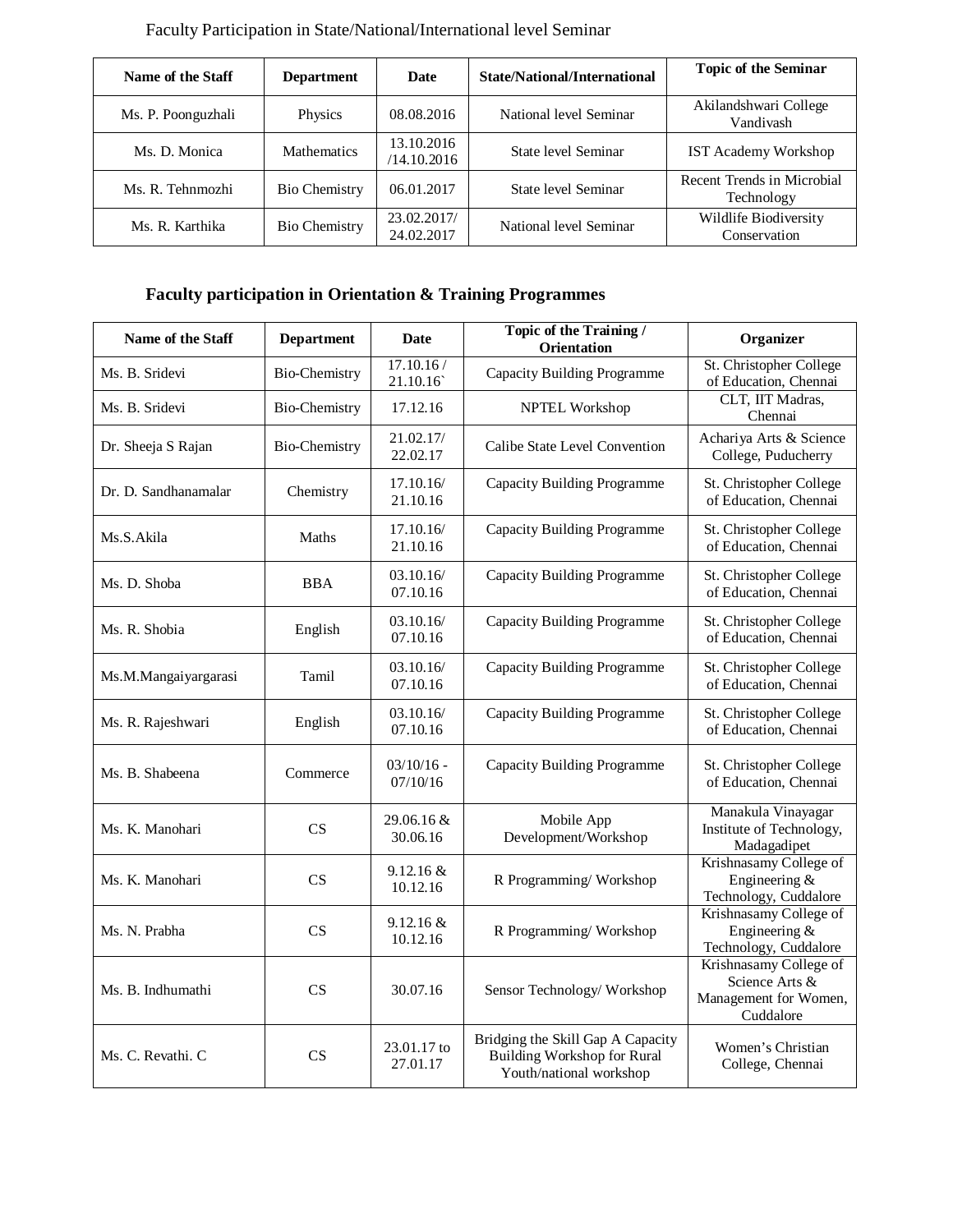Faculty Participation in State/National/International level Seminar

| Name of the Staff | Department | Date | State/National/International | Topic of the Seminar |
|---|---|---|---|---|
| Ms. P. Poonguzhali | Physics | 08.08.2016 | National level Seminar | Akilandshwari College Vandivash |
| Ms. D. Monica | Mathematics | 13.10.2016 /14.10.2016 | State level Seminar | IST Academy Workshop |
| Ms. R. Tehnmozhi | Bio Chemistry | 06.01.2017 | State level Seminar | Recent Trends in Microbial Technology |
| Ms. R. Karthika | Bio Chemistry | 23.02.2017/ 24.02.2017 | National level Seminar | Wildlife Biodiversity Conservation |

**Faculty participation in Orientation & Training Programmes**

| Name of the Staff | Department | Date | Topic of the Training / Orientation | Organizer |
|---|---|---|---|---|
| Ms. B. Sridevi | Bio-Chemistry | 17.10.16 / 21.10.16` | Capacity Building Programme | St. Christopher College of Education, Chennai |
| Ms. B. Sridevi | Bio-Chemistry | 17.12.16 | NPTEL Workshop | CLT, IIT Madras, Chennai |
| Dr. Sheeja S Rajan | Bio-Chemistry | 21.02.17/ 22.02.17 | Calibe State Level Convention | Achariya Arts & Science College, Puducherry |
| Dr. D. Sandhanamalar | Chemistry | 17.10.16/ 21.10.16 | Capacity Building Programme | St. Christopher College of Education, Chennai |
| Ms.S.Akila | Maths | 17.10.16/ 21.10.16 | Capacity Building Programme | St. Christopher College of Education, Chennai |
| Ms. D. Shoba | BBA | 03.10.16/ 07.10.16 | Capacity Building Programme | St. Christopher College of Education, Chennai |
| Ms. R. Shobia | English | 03.10.16/ 07.10.16 | Capacity Building Programme | St. Christopher College of Education, Chennai |
| Ms.M.Mangaiyargarasi | Tamil | 03.10.16/ 07.10.16 | Capacity Building Programme | St. Christopher College of Education, Chennai |
| Ms. R. Rajeshwari | English | 03.10.16/ 07.10.16 | Capacity Building Programme | St. Christopher College of Education, Chennai |
| Ms. B. Shabeena | Commerce | 03/10/16 - 07/10/16 | Capacity Building Programme | St. Christopher College of Education, Chennai |
| Ms. K. Manohari | CS | 29.06.16 & 30.06.16 | Mobile App Development/Workshop | Manakula Vinayagar Institute of Technology, Madagadipet |
| Ms. K. Manohari | CS | 9.12.16 & 10.12.16 | R Programming/ Workshop | Krishnasamy College of Engineering & Technology, Cuddalore |
| Ms. N. Prabha | CS | 9.12.16 & 10.12.16 | R Programming/ Workshop | Krishnasamy College of Engineering & Technology, Cuddalore |
| Ms. B. Indhumathi | CS | 30.07.16 | Sensor Technology/ Workshop | Krishnasamy College of Science Arts & Management for Women, Cuddalore |
| Ms. C. Revathi. C | CS | 23.01.17 to 27.01.17 | Bridging the Skill Gap A Capacity Building Workshop for Rural Youth/national workshop | Women's Christian College, Chennai |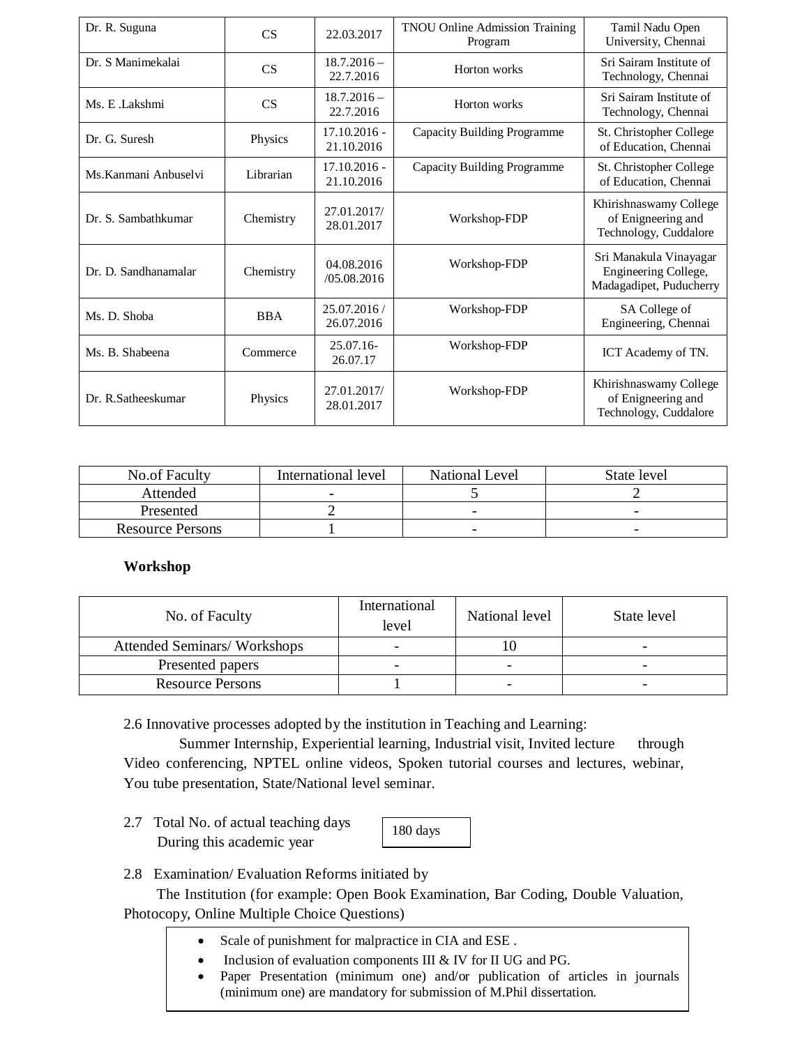| | | | | |
|---|---|---|---|---|
| Dr. R. Suguna | CS | 22.03.2017 | TNOU Online Admission Training Program | Tamil Nadu Open University, Chennai |
| Dr. S Manimekalai | CS | 18.7.2016 – 22.7.2016 | Horton works | Sri Sairam Institute of Technology, Chennai |
| Ms. E .Lakshmi | CS | 18.7.2016 – 22.7.2016 | Horton works | Sri Sairam Institute of Technology, Chennai |
| Dr. G. Suresh | Physics | 17.10.2016 - 21.10.2016 | Capacity Building Programme | St. Christopher College of Education, Chennai |
| Ms.Kanmani Anbuselvi | Librarian | 17.10.2016 - 21.10.2016 | Capacity Building Programme | St. Christopher College of Education, Chennai |
| Dr. S. Sambathkumar | Chemistry | 27.01.2017/ 28.01.2017 | Workshop-FDP | Khirishnaswamy College of Enigneering and Technology, Cuddalore |
| Dr. D. Sandhanamalar | Chemistry | 04.08.2016 /05.08.2016 | Workshop-FDP | Sri Manakula Vinayagar Engineering College, Madagadipet, Puducherry |
| Ms. D. Shoba | BBA | 25.07.2016 / 26.07.2016 | Workshop-FDP | SA College of Engineering, Chennai |
| Ms. B. Shabeena | Commerce | 25.07.16- 26.07.17 | Workshop-FDP | ICT Academy of TN. |
| Dr. R.Satheeskumar | Physics | 27.01.2017/ 28.01.2017 | Workshop-FDP | Khirishnaswamy College of Enigneering and Technology, Cuddalore |

| No.of Faculty | International level | National Level | State level |
|---|---|---|---|
| Attended | - | 5 | 2 |
| Presented | 2 | - | - |
| Resource Persons | 1 | - | - |

**Workshop**

| No. of Faculty | International level | National level | State level |
|---|---|---|---|
| Attended Seminars/ Workshops | - | 10 | - |
| Presented papers | - | - | - |
| Resource Persons | 1 | - | - |

2.6 Innovative processes adopted by the institution in Teaching and Learning:

Summer Internship, Experiential learning, Industrial visit, Invited lecture through Video conferencing, NPTEL online videos, Spoken tutorial courses and lectures, webinar, You tube presentation, State/National level seminar.

2.7 Total No. of actual teaching days During this academic year: 180 days

2.8 Examination/ Evaluation Reforms initiated by The Institution (for example: Open Book Examination, Bar Coding, Double Valuation, Photocopy, Online Multiple Choice Questions)

- Scale of punishment for malpractice in CIA and ESE .
- Inclusion of evaluation components III & IV for II UG and PG.
- Paper Presentation (minimum one) and/or publication of articles in journals (minimum one) are mandatory for submission of M.Phil dissertation.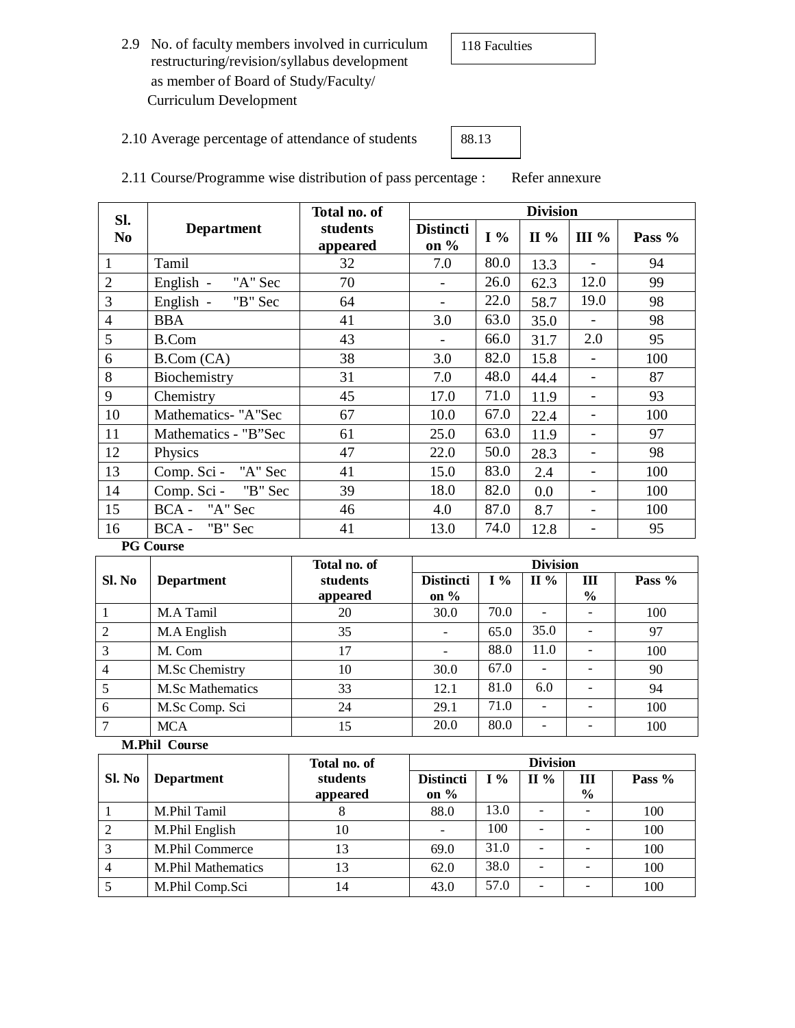2.9 No. of faculty members involved in curriculum restructuring/revision/syllabus development as member of Board of Study/Faculty/ Curriculum Development

118 Faculties

2.10 Average percentage of attendance of students

88.13

2.11 Course/Programme wise distribution of pass percentage : Refer annexure

| Sl. No | Department | Total no. of students appeared | Division | | | | |
|---|---|---|---|---|---|---|---|
| | | | Distinction % | I % | II % | III % | Pass % |
| 1 | Tamil | 32 | 7.0 | 80.0 | 13.3 | - | 94 |
| 2 | English - "A" Sec | 70 | - | 26.0 | 62.3 | 12.0 | 99 |
| 3 | English - "B" Sec | 64 | - | 22.0 | 58.7 | 19.0 | 98 |
| 4 | BBA | 41 | 3.0 | 63.0 | 35.0 | - | 98 |
| 5 | B.Com | 43 | - | 66.0 | 31.7 | 2.0 | 95 |
| 6 | B.Com (CA) | 38 | 3.0 | 82.0 | 15.8 | - | 100 |
| 8 | Biochemistry | 31 | 7.0 | 48.0 | 44.4 | - | 87 |
| 9 | Chemistry | 45 | 17.0 | 71.0 | 11.9 | - | 93 |
| 10 | Mathematics- "A"Sec | 67 | 10.0 | 67.0 | 22.4 | - | 100 |
| 11 | Mathematics - "B"Sec | 61 | 25.0 | 63.0 | 11.9 | - | 97 |
| 12 | Physics | 47 | 22.0 | 50.0 | 28.3 | - | 98 |
| 13 | Comp. Sci - "A" Sec | 41 | 15.0 | 83.0 | 2.4 | - | 100 |
| 14 | Comp. Sci - "B" Sec | 39 | 18.0 | 82.0 | 0.0 | - | 100 |
| 15 | BCA - "A" Sec | 46 | 4.0 | 87.0 | 8.7 | - | 100 |
| 16 | BCA - "B" Sec | 41 | 13.0 | 74.0 | 12.8 | - | 95 |

**PG Course**

| Sl. No | Department | Total no. of students appeared | Division | | | | |
|---|---|---|---|---|---|---|---|
| | | | Distinction % | I % | II % | III % | Pass % |
| 1 | M.A Tamil | 20 | 30.0 | 70.0 | - | - | 100 |
| 2 | M.A English | 35 | - | 65.0 | 35.0 | - | 97 |
| 3 | M. Com | 17 | - | 88.0 | 11.0 | - | 100 |
| 4 | M.Sc Chemistry | 10 | 30.0 | 67.0 | - | - | 90 |
| 5 | M.Sc Mathematics | 33 | 12.1 | 81.0 | 6.0 | - | 94 |
| 6 | M.Sc Comp. Sci | 24 | 29.1 | 71.0 | - | - | 100 |
| 7 | MCA | 15 | 20.0 | 80.0 | - | - | 100 |

**M.Phil Course**

| Sl. No | Department | Total no. of students appeared | Division | | | | |
|---|---|---|---|---|---|---|---|
| | | | Distinction % | I % | II % | III % | Pass % |
| 1 | M.Phil Tamil | 8 | 88.0 | 13.0 | - | - | 100 |
| 2 | M.Phil English | 10 | - | 100 | - | - | 100 |
| 3 | M.Phil Commerce | 13 | 69.0 | 31.0 | - | - | 100 |
| 4 | M.Phil Mathematics | 13 | 62.0 | 38.0 | - | - | 100 |
| 5 | M.Phil Comp.Sci | 14 | 43.0 | 57.0 | - | - | 100 |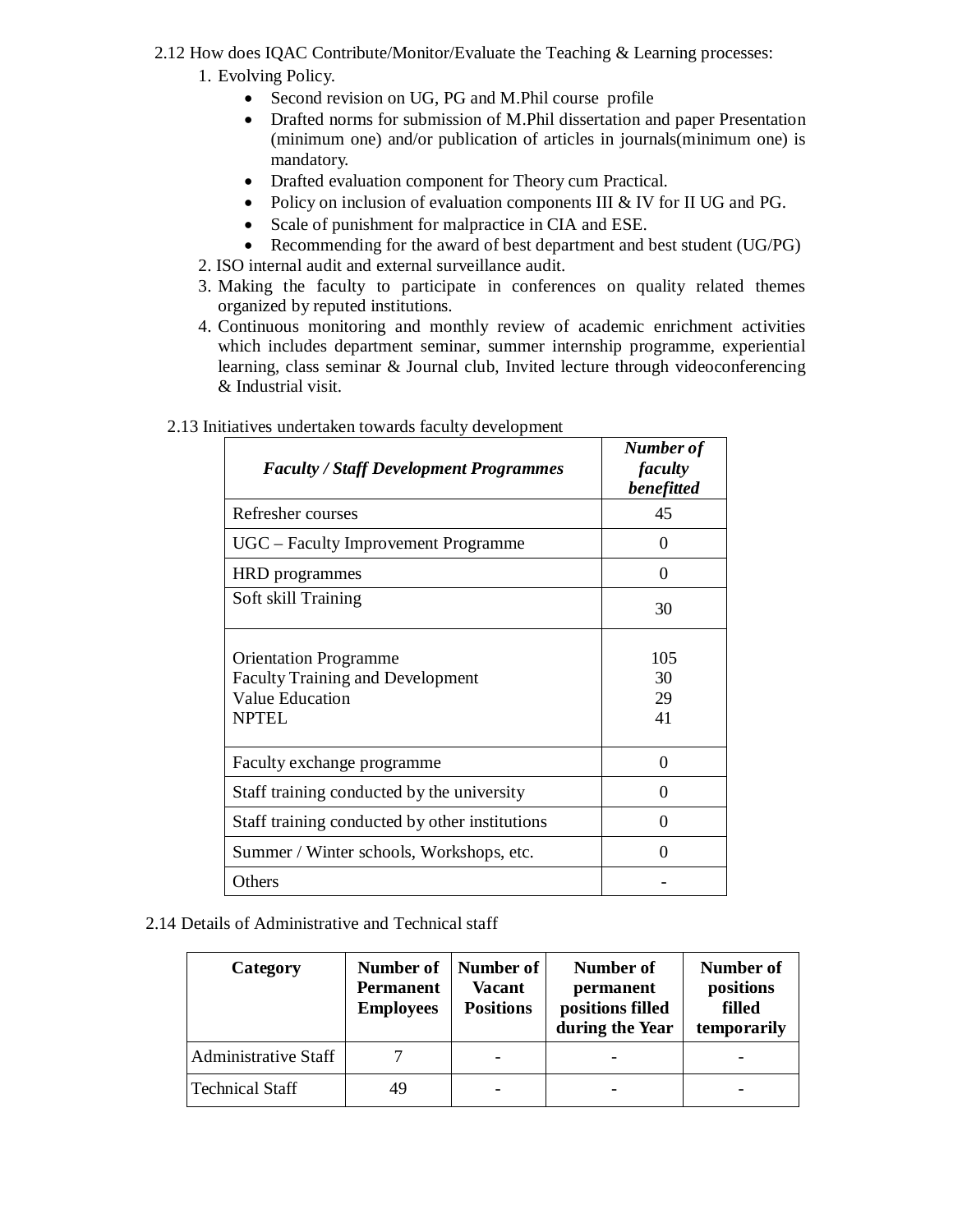2.12 How does IQAC Contribute/Monitor/Evaluate the Teaching & Learning processes:

1. Evolving Policy.
    - Second revision on UG, PG and M.Phil course profile
    - Drafted norms for submission of M.Phil dissertation and paper Presentation (minimum one) and/or publication of articles in journals(minimum one) is mandatory.
    - Drafted evaluation component for Theory cum Practical.
    - Policy on inclusion of evaluation components III & IV for II UG and PG.
    - Scale of punishment for malpractice in CIA and ESE.
    - Recommending for the award of best department and best student (UG/PG)
2. ISO internal audit and external surveillance audit.
3. Making the faculty to participate in conferences on quality related themes organized by reputed institutions.
4. Continuous monitoring and monthly review of academic enrichment activities which includes department seminar, summer internship programme, experiential learning, class seminar & Journal club, Invited lecture through videoconferencing & Industrial visit.

2.13 Initiatives undertaken towards faculty development

| ***Faculty / Staff Development Programmes*** | ***Number of faculty benefitted*** |
|---|---|
| Refresher courses | 45 |
| UGC – Faculty Improvement Programme | 0 |
| HRD programmes | 0 |
| Soft skill Training | 30 |
| Orientation Programme<br>Faculty Training and Development<br>Value Education<br>NPTEL | 105<br>30<br>29<br>41 |
| Faculty exchange programme | 0 |
| Staff training conducted by the university | 0 |
| Staff training conducted by other institutions | 0 |
| Summer / Winter schools, Workshops, etc. | 0 |
| Others | - |

2.14 Details of Administrative and Technical staff

| **Category** | **Number of Permanent Employees** | **Number of Vacant Positions** | **Number of permanent positions filled during the Year** | **Number of positions filled temporarily** |
|---|---|---|---|---|
| Administrative Staff | 7 | - | - | - |
| Technical Staff | 49 | - | - | - |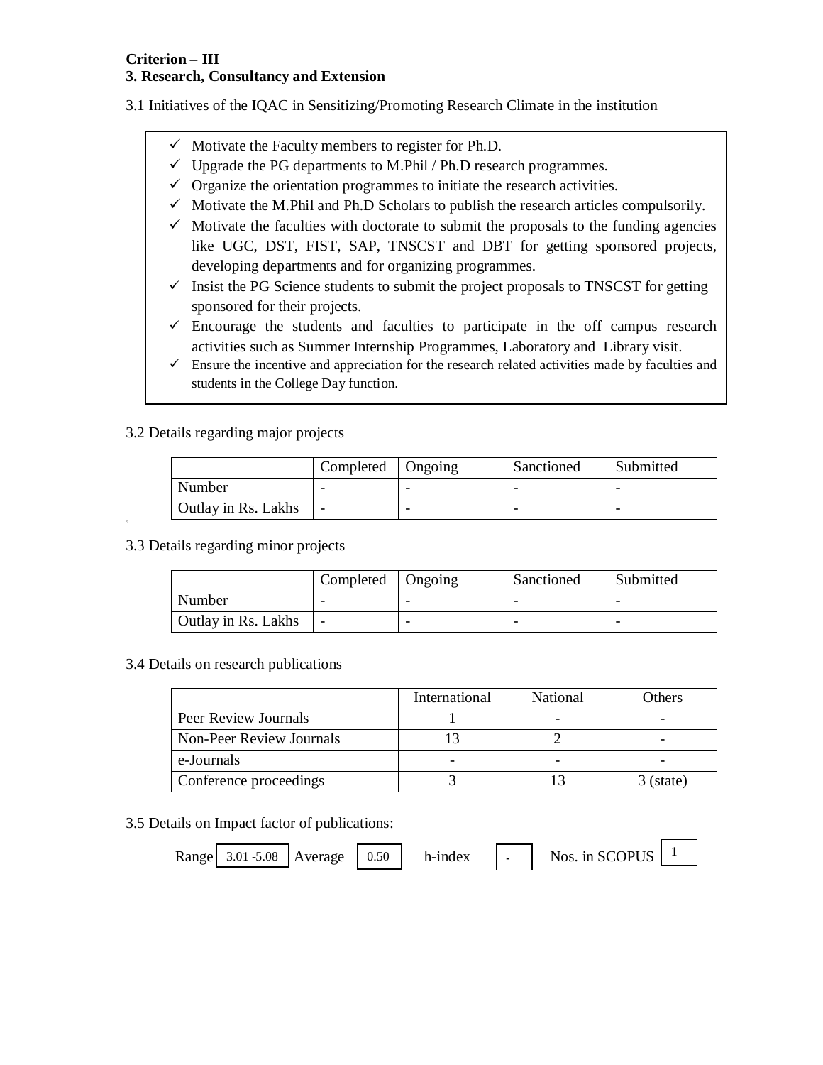**Criterion – III**
**3. Research, Consultancy and Extension**

3.1 Initiatives of the IQAC in Sensitizing/Promoting Research Climate in the institution

- ✓ Motivate the Faculty members to register for Ph.D.
- ✓ Upgrade the PG departments to M.Phil / Ph.D research programmes.
- ✓ Organize the orientation programmes to initiate the research activities.
- ✓ Motivate the M.Phil and Ph.D Scholars to publish the research articles compulsorily.
- ✓ Motivate the faculties with doctorate to submit the proposals to the funding agencies like UGC, DST, FIST, SAP, TNSCST and DBT for getting sponsored projects, developing departments and for organizing programmes.
- ✓ Insist the PG Science students to submit the project proposals to TNSCST for getting sponsored for their projects.
- ✓ Encourage the students and faculties to participate in the off campus research activities such as Summer Internship Programmes, Laboratory and Library visit.
- ✓ Ensure the incentive and appreciation for the research related activities made by faculties and students in the College Day function.

3.2 Details regarding major projects

| | Completed | Ongoing | Sanctioned | Submitted |
|---|---|---|---|---|
| Number | - | - | - | - |
| Outlay in Rs. Lakhs | - | - | - | - |

3.3 Details regarding minor projects

| | Completed | Ongoing | Sanctioned | Submitted |
|---|---|---|---|---|
| Number | - | - | - | - |
| Outlay in Rs. Lakhs | - | - | - | - |

3.4 Details on research publications

| | International | National | Others |
|---|---|---|---|
| Peer Review Journals | 1 | - | - |
| Non-Peer Review Journals | 13 | 2 | - |
| e-Journals | - | - | - |
| Conference proceedings | 3 | 13 | 3 (state) |

3.5 Details on Impact factor of publications:

Range 3.01 -5.08 Average 0.50 h-index - Nos. in SCOPUS 1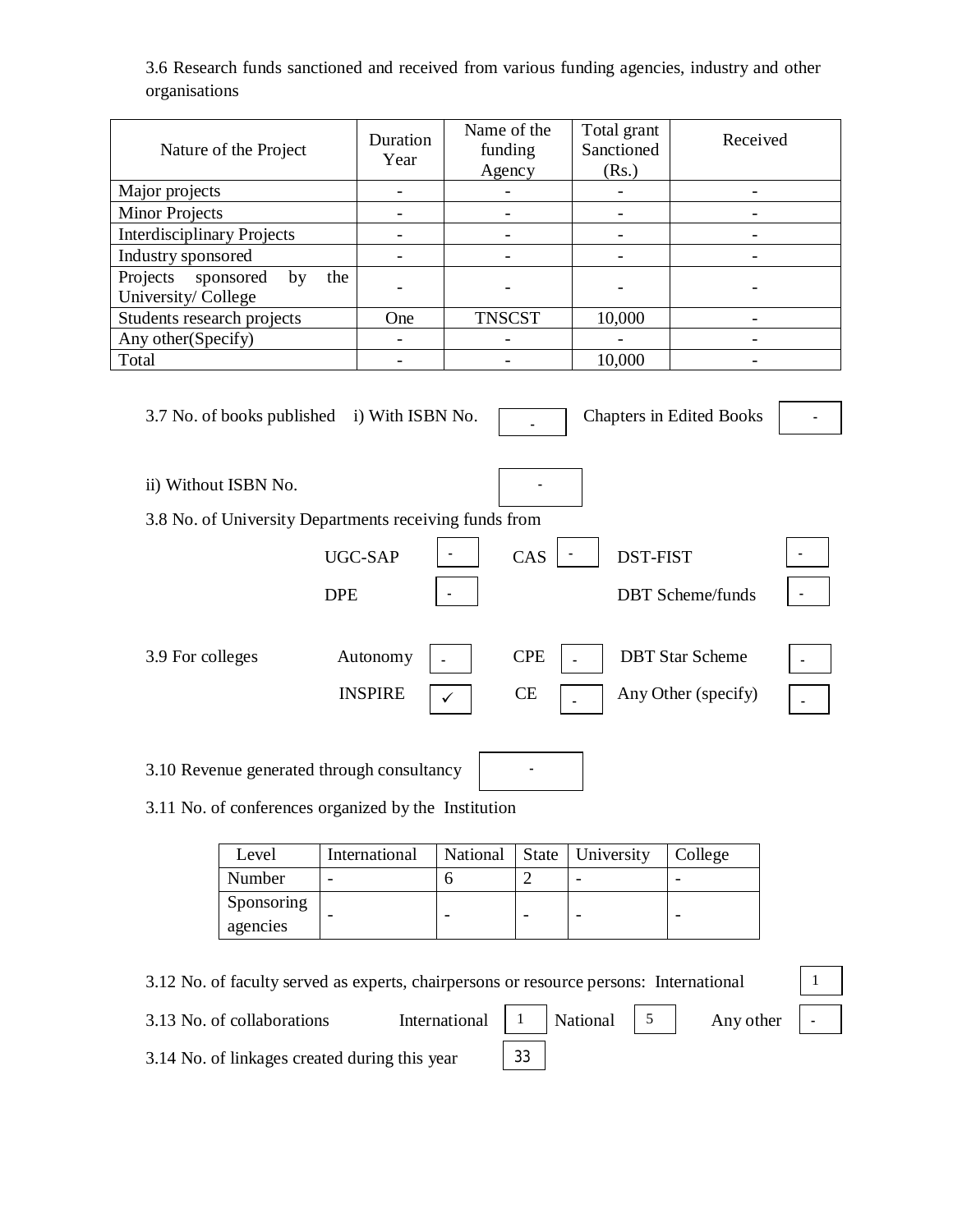3.6 Research funds sanctioned and received from various funding agencies, industry and other organisations

| Nature of the Project | Duration Year | Name of the funding Agency | Total grant Sanctioned (Rs.) | Received |
|---|---|---|---|---|
| Major projects | - | - | - | - |
| Minor Projects | - | - | - | - |
| Interdisciplinary Projects | - | - | - | - |
| Industry sponsored | - | - | - | - |
| Projects sponsored by the University/ College | - | - | - | - |
| Students research projects | One | TNSCST | 10,000 | - |
| Any other(Specify) | - | - | - | - |
| Total | - | - | 10,000 | - |

3.7 No. of books published i) With ISBN No. [ - ] Chapters in Edited Books [ - ]

ii) Without ISBN No. [ - ]

3.8 No. of University Departments receiving funds from

| | | | | | |
|---|---|---|---|---|---|
| UGC-SAP | - | CAS | - | DST-FIST | - |
| DPE | - | | | DBT Scheme/funds | - |

3.9 For colleges

| | | | | | |
|---|---|---|---|---|---|
| Autonomy | - | CPE | - | DBT Star Scheme | - |
| INSPIRE | ✓ | CE | - | Any Other (specify) | - |

3.10 Revenue generated through consultancy [ - ]

3.11 No. of conferences organized by the Institution

| Level | International | National | State | University | College |
|---|---|---|---|---|---|
| Number | - | 6 | 2 | - | - |
| Sponsoring agencies | - | - | - | - | - |

3.12 No. of faculty served as experts, chairpersons or resource persons: International [ 1 ]

3.13 No. of collaborations International [ 1 ] National [ 5 ] Any other [ - ]

3.14 No. of linkages created during this year [ 33 ]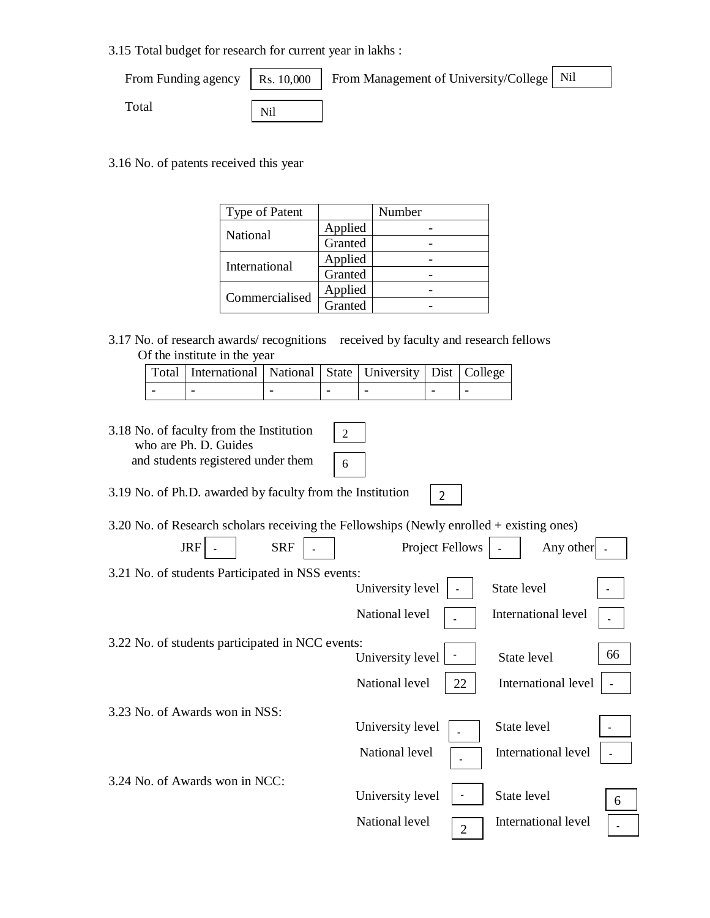3.15 Total budget for research for current year in lakhs :

From Funding agency: Rs. 10,000 From Management of University/College: Nil

Total: Nil

3.16 No. of patents received this year

| Type of Patent | | Number |
|---|---|---|
| National | Applied | - |
| | Granted | - |
| International | Applied | - |
| | Granted | - |
| Commercialised | Applied | - |
| | Granted | - |

3.17 No. of research awards/ recognitions received by faculty and research fellows Of the institute in the year

| Total | International | National | State | University | Dist | College |
|---|---|---|---|---|---|---|
| - | - | - | - | - | - | - |

3.18 No. of faculty from the Institution who are Ph. D. Guides: 2

and students registered under them: 6

3.19 No. of Ph.D. awarded by faculty from the Institution: 2

3.20 No. of Research scholars receiving the Fellowships (Newly enrolled + existing ones)

JRF: - SRF: - Project Fellows: - Any other: -

3.21 No. of students Participated in NSS events:

University level: - State level: -

National level: - International level: -

3.22 No. of students participated in NCC events:

University level: - State level: 66

National level: 22 International level: -

3.23 No. of Awards won in NSS:

University level: - State level: -

National level: - International level: -

3.24 No. of Awards won in NCC:

University level: - State level: 6

National level: 2 International level: -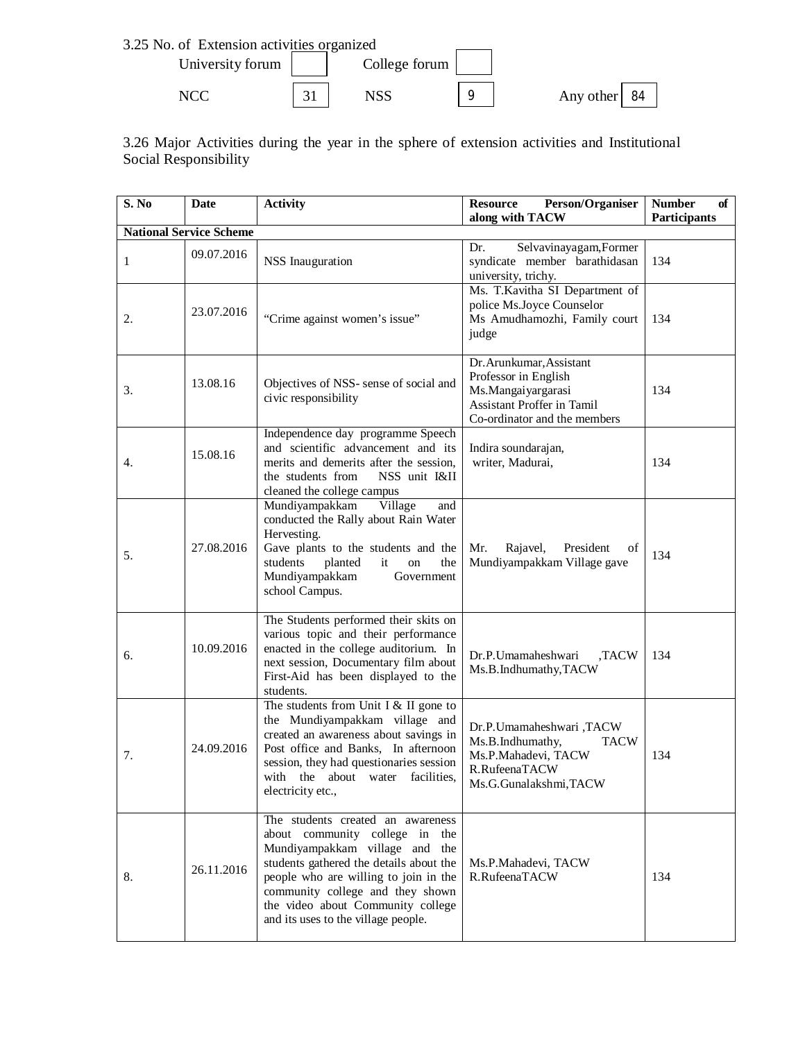3.25 No. of Extension activities organized

| | | | | | |
|---|---|---|---|---|---|
| University forum | | College forum | | | |
| NCC | 31 | NSS | 9 | Any other | 84 |

3.26 Major Activities during the year in the sphere of extension activities and Institutional Social Responsibility

| S. No | Date | Activity | Resource Person/Organiser along with TACW | Number of Participants |
|---|---|---|---|---|
| **National Service Scheme** | | | | |
| 1 | 09.07.2016 | NSS Inauguration | Dr. Selvavinayagam,Former syndicate member barathidasan university, trichy. | 134 |
| 2. | 23.07.2016 | "Crime against women's issue" | Ms. T.Kavitha SI Department of police Ms.Joyce Counselor Ms Amudhamozhi, Family court judge | 134 |
| 3. | 13.08.16 | Objectives of NSS- sense of social and civic responsibility | Dr.Arunkumar,Assistant Professor in English Ms.Mangaiyargarasi Assistant Proffer in Tamil Co-ordinator and the members | 134 |
| 4. | 15.08.16 | Independence day programme Speech and scientific advancement and its merits and demerits after the session, the students from NSS unit I&II cleaned the college campus | Indira soundarajan, writer, Madurai, | 134 |
| 5. | 27.08.2016 | Mundiyampakkam Village and conducted the Rally about Rain Water Hervesting. Gave plants to the students and the students planted it on the Mundiyampakkam Government school Campus. | Mr. Rajavel, President of Mundiyampakkam Village gave | 134 |
| 6. | 10.09.2016 | The Students performed their skits on various topic and their performance enacted in the college auditorium. In next session, Documentary film about First-Aid has been displayed to the students. | Dr.P.Umamaheshwari ,TACW Ms.B.Indhumathy,TACW | 134 |
| 7. | 24.09.2016 | The students from Unit I & II gone to the Mundiyampakkam village and created an awareness about savings in Post office and Banks, In afternoon session, they had questionaries session with the about water facilities, electricity etc., | Dr.P.Umamaheshwari ,TACW Ms.B.Indhumathy, TACW Ms.P.Mahadevi, TACW R.RufeenaTACW Ms.G.Gunalakshmi,TACW | 134 |
| 8. | 26.11.2016 | The students created an awareness about community college in the Mundiyampakkam village and the students gathered the details about the people who are willing to join in the community college and they shown the video about Community college and its uses to the village people. | Ms.P.Mahadevi, TACW R.RufeenaTACW | 134 |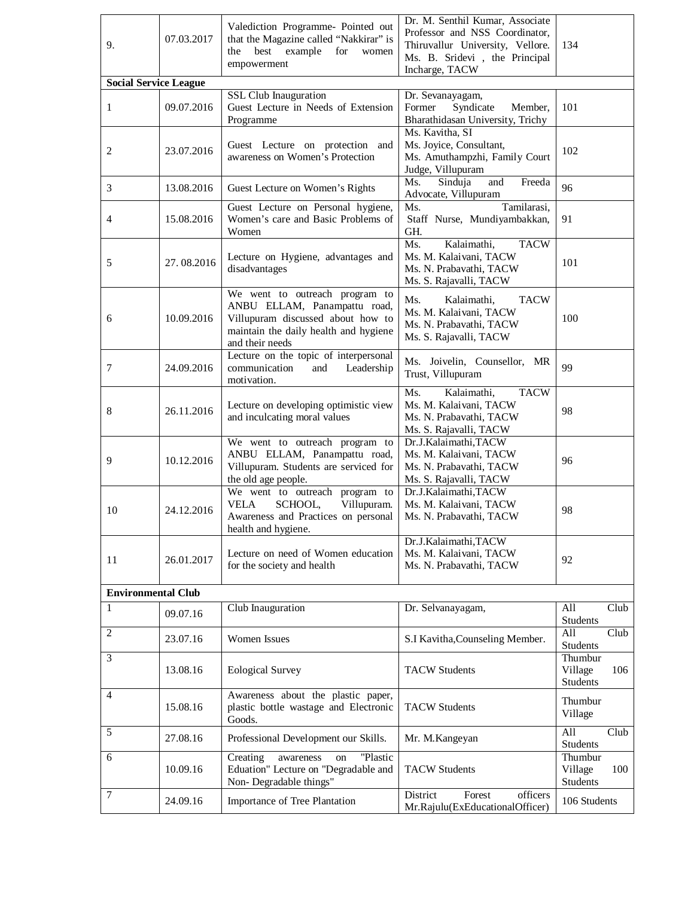| | | | | |
|---|---|---|---|---|
| 9. | 07.03.2017 | Valediction Programme- Pointed out that the Magazine called "Nakkirar" is the best example for women empowerment | Dr. M. Senthil Kumar, Associate Professor and NSS Coordinator, Thiruvallur University, Vellore. Ms. B. Sridevi , the Principal Incharge, TACW | 134 |
| **Social Service League** | | | | |
| 1 | 09.07.2016 | SSL Club Inauguration Guest Lecture in Needs of Extension Programme | Dr. Sevanayagam, Former Syndicate Member, Bharathidasan University, Trichy | 101 |
| 2 | 23.07.2016 | Guest Lecture on protection and awareness on Women's Protection | Ms. Kavitha, SI Ms. Joyice, Consultant, Ms. Amuthampzhi, Family Court Judge, Villupuram | 102 |
| 3 | 13.08.2016 | Guest Lecture on Women's Rights | Ms. Sinduja and Freeda Advocate, Villupuram | 96 |
| 4 | 15.08.2016 | Guest Lecture on Personal hygiene, Women's care and Basic Problems of Women | Ms. Tamilarasi, Staff Nurse, Mundiyambakkan, GH. | 91 |
| 5 | 27. 08.2016 | Lecture on Hygiene, advantages and disadvantages | Ms. Kalaimathi, TACW Ms. M. Kalaivani, TACW Ms. N. Prabavathi, TACW Ms. S. Rajavalli, TACW | 101 |
| 6 | 10.09.2016 | We went to outreach program to ANBU ELLAM, Panampattu road, Villupuram discussed about how to maintain the daily health and hygiene and their needs | Ms. Kalaimathi, TACW Ms. M. Kalaivani, TACW Ms. N. Prabavathi, TACW Ms. S. Rajavalli, TACW | 100 |
| 7 | 24.09.2016 | Lecture on the topic of interpersonal communication and Leadership motivation. | Ms. Joivelin, Counsellor, MR Trust, Villupuram | 99 |
| 8 | 26.11.2016 | Lecture on developing optimistic view and inculcating moral values | Ms. Kalaimathi, TACW Ms. M. Kalaivani, TACW Ms. N. Prabavathi, TACW Ms. S. Rajavalli, TACW | 98 |
| 9 | 10.12.2016 | We went to outreach program to ANBU ELLAM, Panampattu road, Villupuram. Students are serviced for the old age people. | Dr.J.Kalaimathi,TACW Ms. M. Kalaivani, TACW Ms. N. Prabavathi, TACW Ms. S. Rajavalli, TACW | 96 |
| 10 | 24.12.2016 | We went to outreach program to VELA SCHOOL, Villupuram. Awareness and Practices on personal health and hygiene. | Dr.J.Kalaimathi,TACW Ms. M. Kalaivani, TACW Ms. N. Prabavathi, TACW | 98 |
| 11 | 26.01.2017 | Lecture on need of Women education for the society and health | Dr.J.Kalaimathi,TACW Ms. M. Kalaivani, TACW Ms. N. Prabavathi, TACW | 92 |
| **Environmental Club** | | | | |
| 1 | 09.07.16 | Club Inauguration | Dr. Selvanayagam, | All Club Students |
| 2 | 23.07.16 | Women Issues | S.I Kavitha,Counseling Member. | All Club Students |
| 3 | 13.08.16 | Eological Survey | TACW Students | Thumbur Village 106 Students |
| 4 | 15.08.16 | Awareness about the plastic paper, plastic bottle wastage and Electronic Goods. | TACW Students | Thumbur Village |
| 5 | 27.08.16 | Professional Development our Skills. | Mr. M.Kangeyan | All Club Students |
| 6 | 10.09.16 | Creating awareness on "Plastic Eduation" Lecture on "Degradable and Non- Degradable things" | TACW Students | Thumbur Village 100 Students |
| 7 | 24.09.16 | Importance of Tree Plantation | District Forest officers Mr.Rajulu(ExEducationalOfficer) | 106 Students |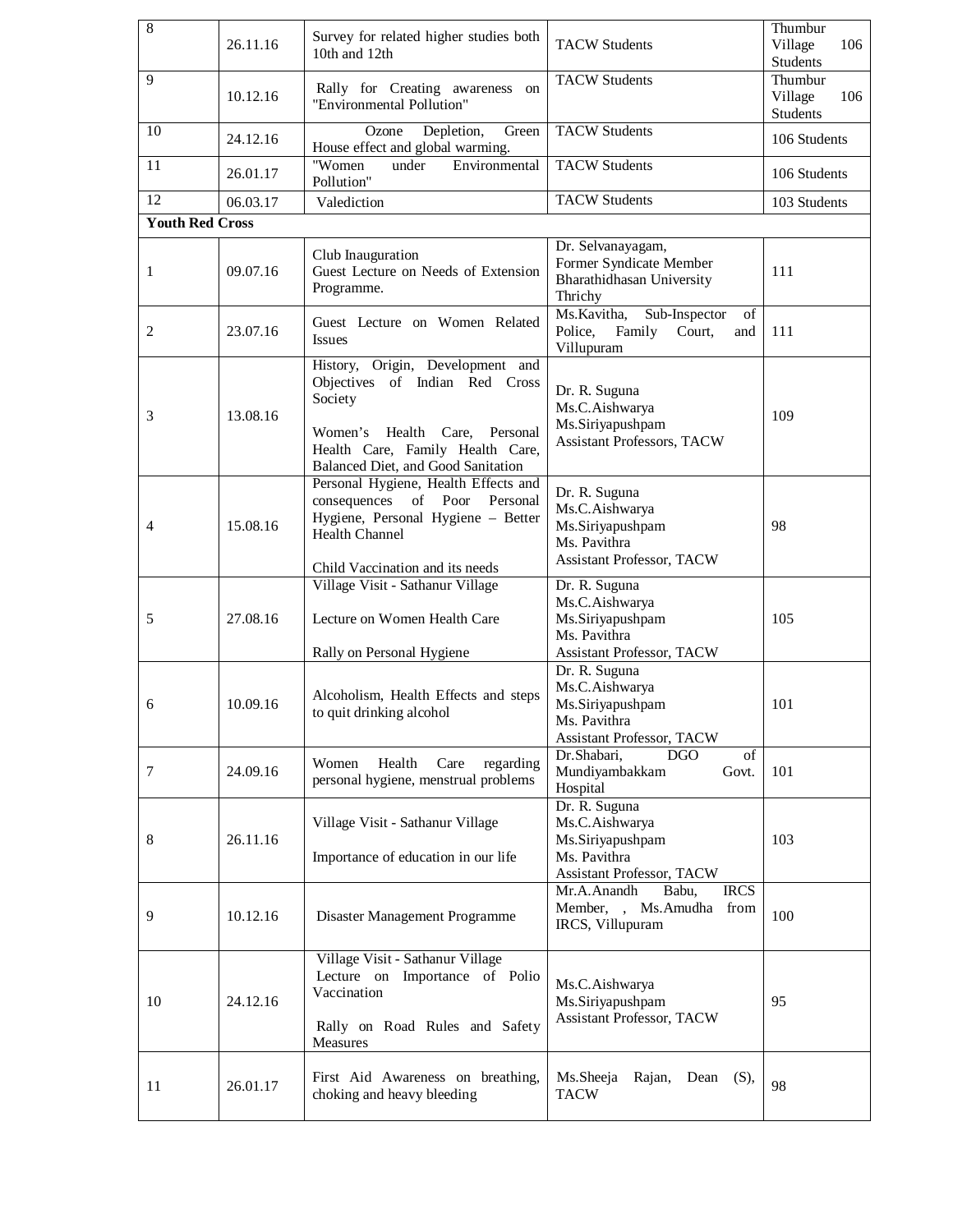| 8 | 26.11.16 | Survey for related higher studies both 10th and 12th | TACW Students | Thumbur Village 106 Students |
|---|---|---|---|---|
| 9 | 10.12.16 | Rally for Creating awareness on "Environmental Pollution" | TACW Students | Thumbur Village 106 Students |
| 10 | 24.12.16 | Ozone Depletion, Green House effect and global warming. | TACW Students | 106 Students |
| 11 | 26.01.17 | "Women under Environmental Pollution" | TACW Students | 106 Students |
| 12 | 06.03.17 | Valediction | TACW Students | 103 Students |
| **Youth Red Cross** | | | | |
| 1 | 09.07.16 | Club Inauguration<br>Guest Lecture on Needs of Extension Programme. | Dr. Selvanayagam,<br>Former Syndicate Member<br>Bharathidhasan University<br>Thrichy | 111 |
| 2 | 23.07.16 | Guest Lecture on Women Related Issues | Ms.Kavitha, Sub-Inspector of Police, Family Court, and Villupuram | 111 |
| 3 | 13.08.16 | History, Origin, Development and Objectives of Indian Red Cross Society<br><br>Women's Health Care, Personal Health Care, Family Health Care, Balanced Diet, and Good Sanitation | Dr. R. Suguna<br>Ms.C.Aishwarya<br>Ms.Siriyapushpam<br>Assistant Professors, TACW | 109 |
| 4 | 15.08.16 | Personal Hygiene, Health Effects and consequences of Poor Personal Hygiene, Personal Hygiene – Better Health Channel<br><br>Child Vaccination and its needs | Dr. R. Suguna<br>Ms.C.Aishwarya<br>Ms.Siriyapushpam<br>Ms. Pavithra<br>Assistant Professor, TACW | 98 |
| 5 | 27.08.16 | Village Visit - Sathanur Village<br><br>Lecture on Women Health Care<br><br>Rally on Personal Hygiene | Dr. R. Suguna<br>Ms.C.Aishwarya<br>Ms.Siriyapushpam<br>Ms. Pavithra<br>Assistant Professor, TACW | 105 |
| 6 | 10.09.16 | Alcoholism, Health Effects and steps to quit drinking alcohol | Dr. R. Suguna<br>Ms.C.Aishwarya<br>Ms.Siriyapushpam<br>Ms. Pavithra<br>Assistant Professor, TACW | 101 |
| 7 | 24.09.16 | Women Health Care regarding personal hygiene, menstrual problems | Dr.Shabari, DGO of Mundiyambakkam Govt. Hospital | 101 |
| 8 | 26.11.16 | Village Visit - Sathanur Village<br><br>Importance of education in our life | Dr. R. Suguna<br>Ms.C.Aishwarya<br>Ms.Siriyapushpam<br>Ms. Pavithra<br>Assistant Professor, TACW | 103 |
| 9 | 10.12.16 | Disaster Management Programme | Mr.A.Anandh Babu, IRCS Member, , Ms.Amudha from IRCS, Villupuram | 100 |
| 10 | 24.12.16 | Village Visit - Sathanur Village<br>Lecture on Importance of Polio Vaccination<br><br>Rally on Road Rules and Safety Measures | Ms.C.Aishwarya<br>Ms.Siriyapushpam<br>Assistant Professor, TACW | 95 |
| 11 | 26.01.17 | First Aid Awareness on breathing, choking and heavy bleeding | Ms.Sheeja Rajan, Dean (S), TACW | 98 |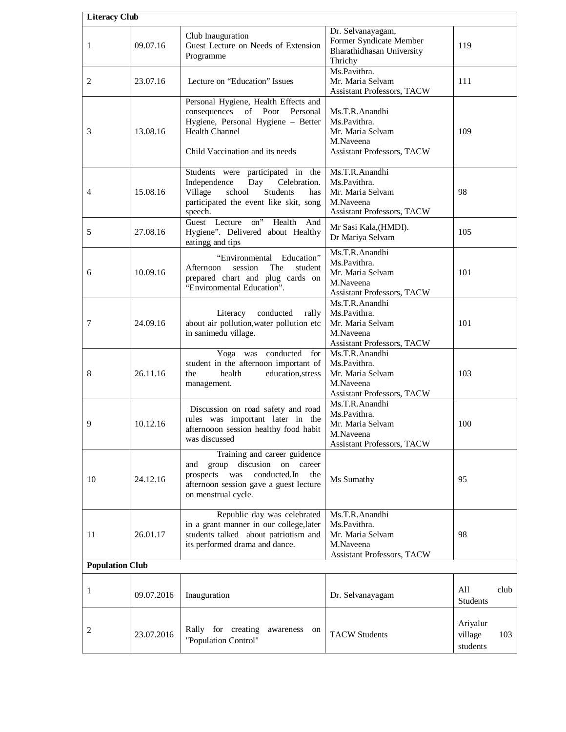| **Literacy Club** | | | | |
|---|---|---|---|---|
| 1 | 09.07.16 | Club Inauguration<br>Guest Lecture on Needs of Extension Programme | Dr. Selvanayagam,<br>Former Syndicate Member<br>Bharathidhasan University<br>Thrichy | 119 |
| 2 | 23.07.16 | Lecture on "Education" Issues | Ms.Pavithra.<br>Mr. Maria Selvam<br>Assistant Professors, TACW | 111 |
| 3 | 13.08.16 | Personal Hygiene, Health Effects and consequences of Poor Personal Hygiene, Personal Hygiene – Better Health Channel<br><br>Child Vaccination and its needs | Ms.T.R.Anandhi<br>Ms.Pavithra.<br>Mr. Maria Selvam<br>M.Naveena<br>Assistant Professors, TACW | 109 |
| 4 | 15.08.16 | Students were participated in the Independence Day Celebration. Village school Students has participated the event like skit, song speech. | Ms.T.R.Anandhi<br>Ms.Pavithra.<br>Mr. Maria Selvam<br>M.Naveena<br>Assistant Professors, TACW | 98 |
| 5 | 27.08.16 | Guest Lecture on" Health And Hygiene". Delivered about Healthy eatingg and tips | Mr Sasi Kala,(HMDI).<br>Dr Mariya Selvam | 105 |
| 6 | 10.09.16 | "Environmental Education" Afternoon session The student prepared chart and plug cards on "Environmental Education". | Ms.T.R.Anandhi<br>Ms.Pavithra.<br>Mr. Maria Selvam<br>M.Naveena<br>Assistant Professors, TACW | 101 |
| 7 | 24.09.16 | Literacy conducted rally about air pollution,water pollution etc in sanimedu village. | Ms.T.R.Anandhi<br>Ms.Pavithra.<br>Mr. Maria Selvam<br>M.Naveena<br>Assistant Professors, TACW | 101 |
| 8 | 26.11.16 | Yoga was conducted for student in the afternoon important of the health education,stress management. | Ms.T.R.Anandhi<br>Ms.Pavithra.<br>Mr. Maria Selvam<br>M.Naveena<br>Assistant Professors, TACW | 103 |
| 9 | 10.12.16 | Discussion on road safety and road rules was important later in the afternooon session healthy food habit was discussed | Ms.T.R.Anandhi<br>Ms.Pavithra.<br>Mr. Maria Selvam<br>M.Naveena<br>Assistant Professors, TACW | 100 |
| 10 | 24.12.16 | Training and career guidence and group discusion on career prospects was conducted.In the afternoon session gave a guest lecture on menstrual cycle. | Ms Sumathy | 95 |
| 11 | 26.01.17 | Republic day was celebrated in a grant manner in our college,later students talked about patriotism and its performed drama and dance. | Ms.T.R.Anandhi<br>Ms.Pavithra.<br>Mr. Maria Selvam<br>M.Naveena<br>Assistant Professors, TACW | 98 |
| **Population Club** | | | | |
| 1 | 09.07.2016 | Inauguration | Dr. Selvanayagam | All club Students |
| 2 | 23.07.2016 | Rally for creating awareness on "Population Control" | TACW Students | Ariyalur village 103 students |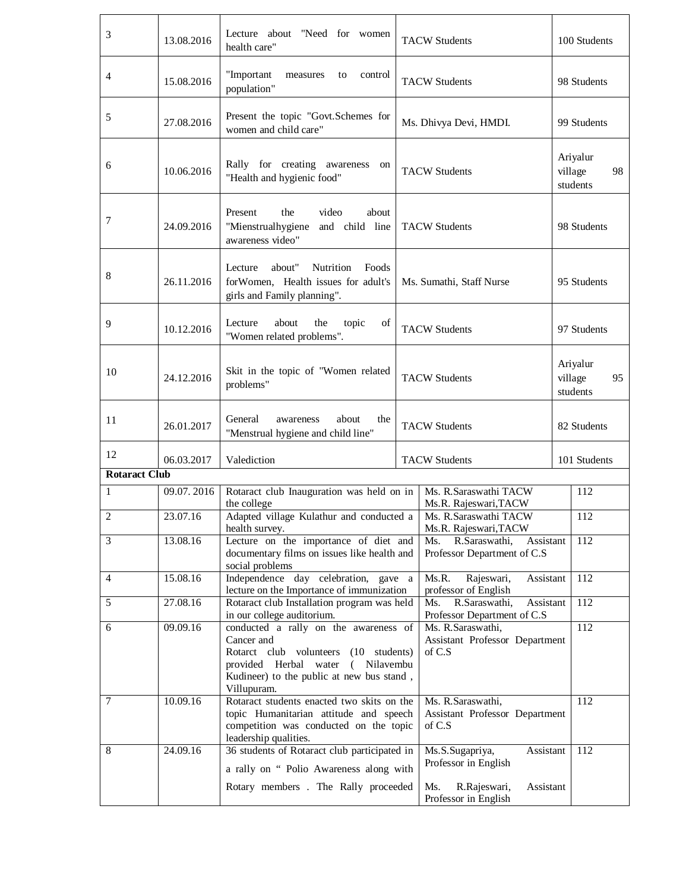| 3 | 13.08.2016 | Lecture about "Need for women health care" | TACW Students | 100 Students |
|---|---|---|---|---|
| 4 | 15.08.2016 | "Important measures to control population" | TACW Students | 98 Students |
| 5 | 27.08.2016 | Present the topic "Govt.Schemes for women and child care" | Ms. Dhivya Devi, HMDI. | 99 Students |
| 6 | 10.06.2016 | Rally for creating awareness on "Health and hygienic food" | TACW Students | Ariyalur village 98 students |
| 7 | 24.09.2016 | Present the video about "Mienstrualhygiene and child line awareness video" | TACW Students | 98 Students |
| 8 | 26.11.2016 | Lecture about" Nutrition Foods forWomen, Health issues for adult's girls and Family planning". | Ms. Sumathi, Staff Nurse | 95 Students |
| 9 | 10.12.2016 | Lecture about the topic of "Women related problems". | TACW Students | 97 Students |
| 10 | 24.12.2016 | Skit in the topic of "Women related problems" | TACW Students | Ariyalur village 95 students |
| 11 | 26.01.2017 | General awareness about the "Menstrual hygiene and child line" | TACW Students | 82 Students |
| 12 | 06.03.2017 | Valediction | TACW Students | 101 Students |
| **Rotaract Club** | | | | |
| 1 | 09.07. 2016 | Rotaract club Inauguration was held on in the college | Ms. R.Saraswathi TACW<br>Ms.R. Rajeswari,TACW | 112 |
| 2 | 23.07.16 | Adapted village Kulathur and conducted a health survey. | Ms. R.Saraswathi TACW<br>Ms.R. Rajeswari,TACW | 112 |
| 3 | 13.08.16 | Lecture on the importance of diet and documentary films on issues like health and social problems | Ms. R.Saraswathi, Assistant Professor Department of C.S | 112 |
| 4 | 15.08.16 | Independence day celebration, gave a lecture on the Importance of immunization | Ms.R. Rajeswari, Assistant professor of English | 112 |
| 5 | 27.08.16 | Rotaract club Installation program was held in our college auditorium. | Ms. R.Saraswathi, Assistant Professor Department of C.S | 112 |
| 6 | 09.09.16 | conducted a rally on the awareness of Cancer and<br>Rotarct club volunteers (10 students) provided Herbal water ( Nilavembu Kudineer) to the public at new bus stand , Villupuram. | Ms. R.Saraswathi,<br>Assistant Professor Department of C.S | 112 |
| 7 | 10.09.16 | Rotaract students enacted two skits on the topic Humanitarian attitude and speech competition was conducted on the topic leadership qualities. | Ms. R.Saraswathi,<br>Assistant Professor Department of C.S | 112 |
| 8 | 24.09.16 | 36 students of Rotaract club participated in a rally on " Polio Awareness along with Rotary members . The Rally proceeded | Ms.S.Sugapriya, Assistant Professor in English<br>Ms. R.Rajeswari, Assistant Professor in English | 112 |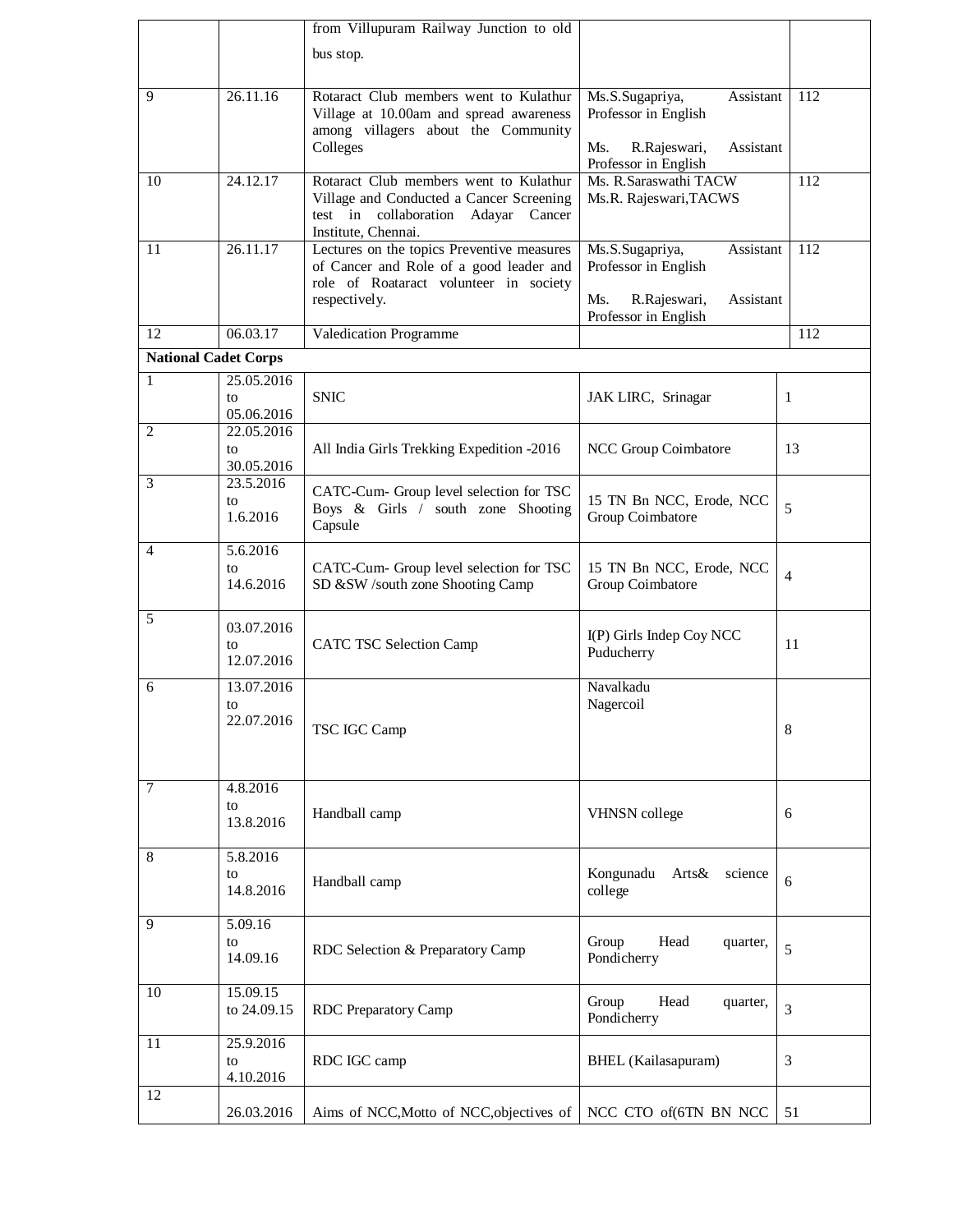| | | from Villupuram Railway Junction to old bus stop. | | |
|---|---|---|---|---|
| 9 | 26.11.16 | Rotaract Club members went to Kulathur Village at 10.00am and spread awareness among villagers about the Community Colleges | Ms.S.Sugapriya, Assistant Professor in English<br><br>Ms. R.Rajeswari, Assistant Professor in English | 112 |
| 10 | 24.12.17 | Rotaract Club members went to Kulathur Village and Conducted a Cancer Screening test in collaboration Adayar Cancer Institute, Chennai. | Ms. R.Saraswathi TACW<br>Ms.R. Rajeswari,TACWS | 112 |
| 11 | 26.11.17 | Lectures on the topics Preventive measures of Cancer and Role of a good leader and role of Roataract volunteer in society respectively. | Ms.S.Sugapriya, Assistant Professor in English<br><br>Ms. R.Rajeswari, Assistant Professor in English | 112 |
| 12 | 06.03.17 | Valedication Programme | | 112 |
| **National Cadet Corps** | | | | |
| 1 | 25.05.2016 to 05.06.2016 | SNIC | JAK LIRC, Srinagar | 1 |
| 2 | 22.05.2016 to 30.05.2016 | All India Girls Trekking Expedition -2016 | NCC Group Coimbatore | 13 |
| 3 | 23.5.2016 to 1.6.2016 | CATC-Cum- Group level selection for TSC Boys & Girls / south zone Shooting Capsule | 15 TN Bn NCC, Erode, NCC Group Coimbatore | 5 |
| 4 | 5.6.2016 to 14.6.2016 | CATC-Cum- Group level selection for TSC SD &SW /south zone Shooting Camp | 15 TN Bn NCC, Erode, NCC Group Coimbatore | 4 |
| 5 | 03.07.2016 to 12.07.2016 | CATC TSC Selection Camp | I(P) Girls Indep Coy NCC Puducherry | 11 |
| 6 | 13.07.2016 to 22.07.2016 | TSC IGC Camp | Navalkadu Nagercoil | 8 |
| 7 | 4.8.2016 to 13.8.2016 | Handball camp | VHNSN college | 6 |
| 8 | 5.8.2016 to 14.8.2016 | Handball camp | Kongunadu Arts& science college | 6 |
| 9 | 5.09.16 to 14.09.16 | RDC Selection & Preparatory Camp | Group Head quarter, Pondicherry | 5 |
| 10 | 15.09.15 to 24.09.15 | RDC Preparatory Camp | Group Head quarter, Pondicherry | 3 |
| 11 | 25.9.2016 to 4.10.2016 | RDC IGC camp | BHEL (Kailasapuram) | 3 |
| 12 | 26.03.2016 | Aims of NCC,Motto of NCC,objectives of | NCC CTO of(6TN BN NCC | 51 |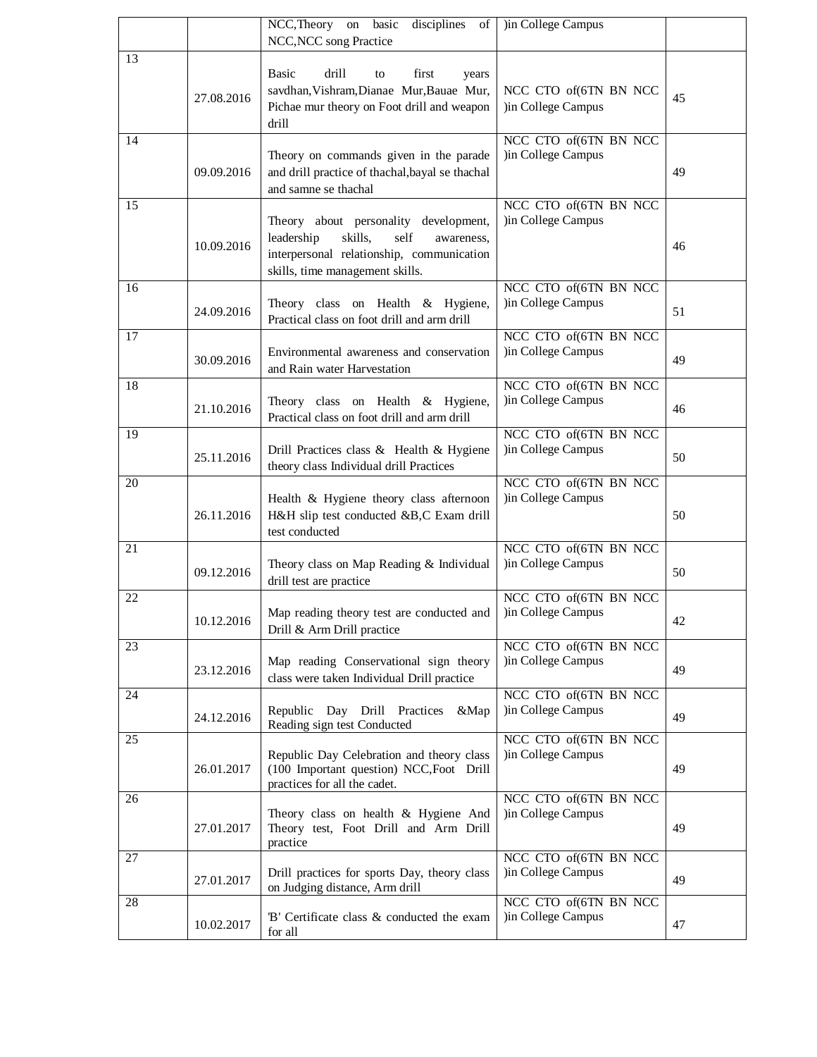| | | | | |
|---|---|---|---|---|
| | | NCC,Theory on basic disciplines of NCC,NCC song Practice | )in College Campus | |
| 13 | 27.08.2016 | Basic drill to first years savdhan,Vishram,Dianae Mur,Bauae Mur, Pichae mur theory on Foot drill and weapon drill | NCC CTO of(6TN BN NCC )in College Campus | 45 |
| 14 | 09.09.2016 | Theory on commands given in the parade and drill practice of thachal,bayal se thachal and samne se thachal | NCC CTO of(6TN BN NCC )in College Campus | 49 |
| 15 | 10.09.2016 | Theory about personality development, leadership skills, self awareness, interpersonal relationship, communication skills, time management skills. | NCC CTO of(6TN BN NCC )in College Campus | 46 |
| 16 | 24.09.2016 | Theory class on Health & Hygiene, Practical class on foot drill and arm drill | NCC CTO of(6TN BN NCC )in College Campus | 51 |
| 17 | 30.09.2016 | Environmental awareness and conservation and Rain water Harvestation | NCC CTO of(6TN BN NCC )in College Campus | 49 |
| 18 | 21.10.2016 | Theory class on Health & Hygiene, Practical class on foot drill and arm drill | NCC CTO of(6TN BN NCC )in College Campus | 46 |
| 19 | 25.11.2016 | Drill Practices class & Health & Hygiene theory class Individual drill Practices | NCC CTO of(6TN BN NCC )in College Campus | 50 |
| 20 | 26.11.2016 | Health & Hygiene theory class afternoon H&H slip test conducted &B,C Exam drill test conducted | NCC CTO of(6TN BN NCC )in College Campus | 50 |
| 21 | 09.12.2016 | Theory class on Map Reading & Individual drill test are practice | NCC CTO of(6TN BN NCC )in College Campus | 50 |
| 22 | 10.12.2016 | Map reading theory test are conducted and Drill & Arm Drill practice | NCC CTO of(6TN BN NCC )in College Campus | 42 |
| 23 | 23.12.2016 | Map reading Conservational sign theory class were taken Individual Drill practice | NCC CTO of(6TN BN NCC )in College Campus | 49 |
| 24 | 24.12.2016 | Republic Day Drill Practices &Map Reading sign test Conducted | NCC CTO of(6TN BN NCC )in College Campus | 49 |
| 25 | 26.01.2017 | Republic Day Celebration and theory class (100 Important question) NCC,Foot Drill practices for all the cadet. | NCC CTO of(6TN BN NCC )in College Campus | 49 |
| 26 | 27.01.2017 | Theory class on health & Hygiene And Theory test, Foot Drill and Arm Drill practice | NCC CTO of(6TN BN NCC )in College Campus | 49 |
| 27 | 27.01.2017 | Drill practices for sports Day, theory class on Judging distance, Arm drill | NCC CTO of(6TN BN NCC )in College Campus | 49 |
| 28 | 10.02.2017 | 'B' Certificate class & conducted the exam for all | NCC CTO of(6TN BN NCC )in College Campus | 47 |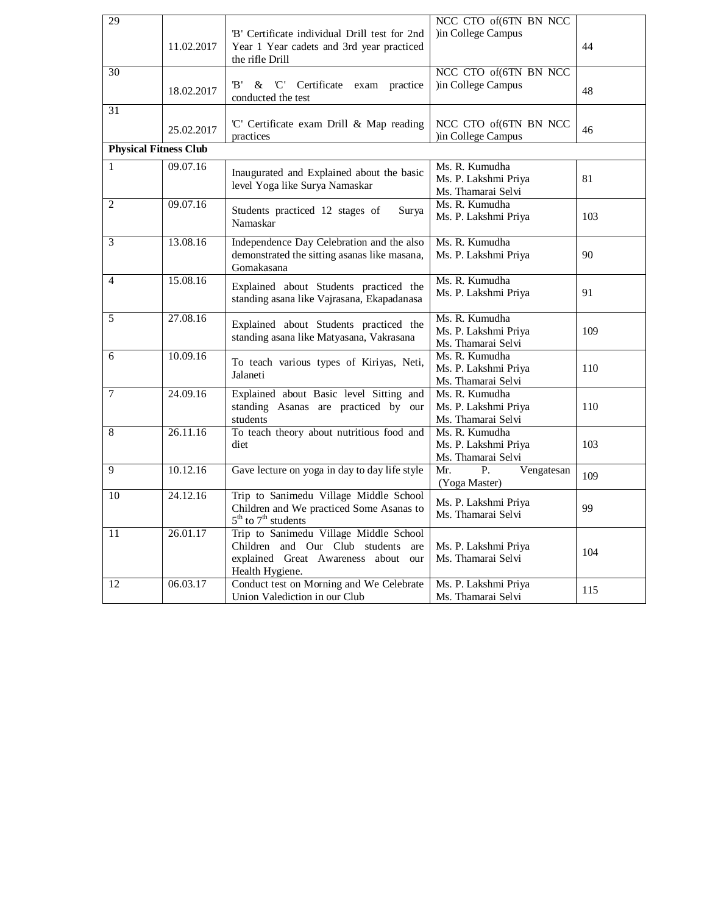| 29 | 11.02.2017 | 'B' Certificate individual Drill test for 2nd Year 1 Year cadets and 3rd year practiced the rifle Drill | NCC CTO of(6TN BN NCC )in College Campus | 44 |
|---|---|---|---|---|
| 30 | 18.02.2017 | 'B' & 'C' Certificate exam practice conducted the test | NCC CTO of(6TN BN NCC )in College Campus | 48 |
| 31 | 25.02.2017 | 'C' Certificate exam Drill & Map reading practices | NCC CTO of(6TN BN NCC )in College Campus | 46 |
| **Physical Fitness Club** | | | | |
| 1 | 09.07.16 | Inaugurated and Explained about the basic level Yoga like Surya Namaskar | Ms. R. Kumudha<br>Ms. P. Lakshmi Priya<br>Ms. Thamarai Selvi | 81 |
| 2 | 09.07.16 | Students practiced 12 stages of Surya Namaskar | Ms. R. Kumudha<br>Ms. P. Lakshmi Priya | 103 |
| 3 | 13.08.16 | Independence Day Celebration and the also demonstrated the sitting asanas like masana, Gomakasana | Ms. R. Kumudha<br>Ms. P. Lakshmi Priya | 90 |
| 4 | 15.08.16 | Explained about Students practiced the standing asana like Vajrasana, Ekapadanasa | Ms. R. Kumudha<br>Ms. P. Lakshmi Priya | 91 |
| 5 | 27.08.16 | Explained about Students practiced the standing asana like Matyasana, Vakrasana | Ms. R. Kumudha<br>Ms. P. Lakshmi Priya<br>Ms. Thamarai Selvi | 109 |
| 6 | 10.09.16 | To teach various types of Kiriyas, Neti, Jalaneti | Ms. R. Kumudha<br>Ms. P. Lakshmi Priya<br>Ms. Thamarai Selvi | 110 |
| 7 | 24.09.16 | Explained about Basic level Sitting and standing Asanas are practiced by our students | Ms. R. Kumudha<br>Ms. P. Lakshmi Priya<br>Ms. Thamarai Selvi | 110 |
| 8 | 26.11.16 | To teach theory about nutritious food and diet | Ms. R. Kumudha<br>Ms. P. Lakshmi Priya<br>Ms. Thamarai Selvi | 103 |
| 9 | 10.12.16 | Gave lecture on yoga in day to day life style | Mr. P. Vengatesan (Yoga Master) | 109 |
| 10 | 24.12.16 | Trip to Sanimedu Village Middle School Children and We practiced Some Asanas to 5th to 7th students | Ms. P. Lakshmi Priya<br>Ms. Thamarai Selvi | 99 |
| 11 | 26.01.17 | Trip to Sanimedu Village Middle School Children and Our Club students are explained Great Awareness about our Health Hygiene. | Ms. P. Lakshmi Priya<br>Ms. Thamarai Selvi | 104 |
| 12 | 06.03.17 | Conduct test on Morning and We Celebrate Union Valediction in our Club | Ms. P. Lakshmi Priya<br>Ms. Thamarai Selvi | 115 |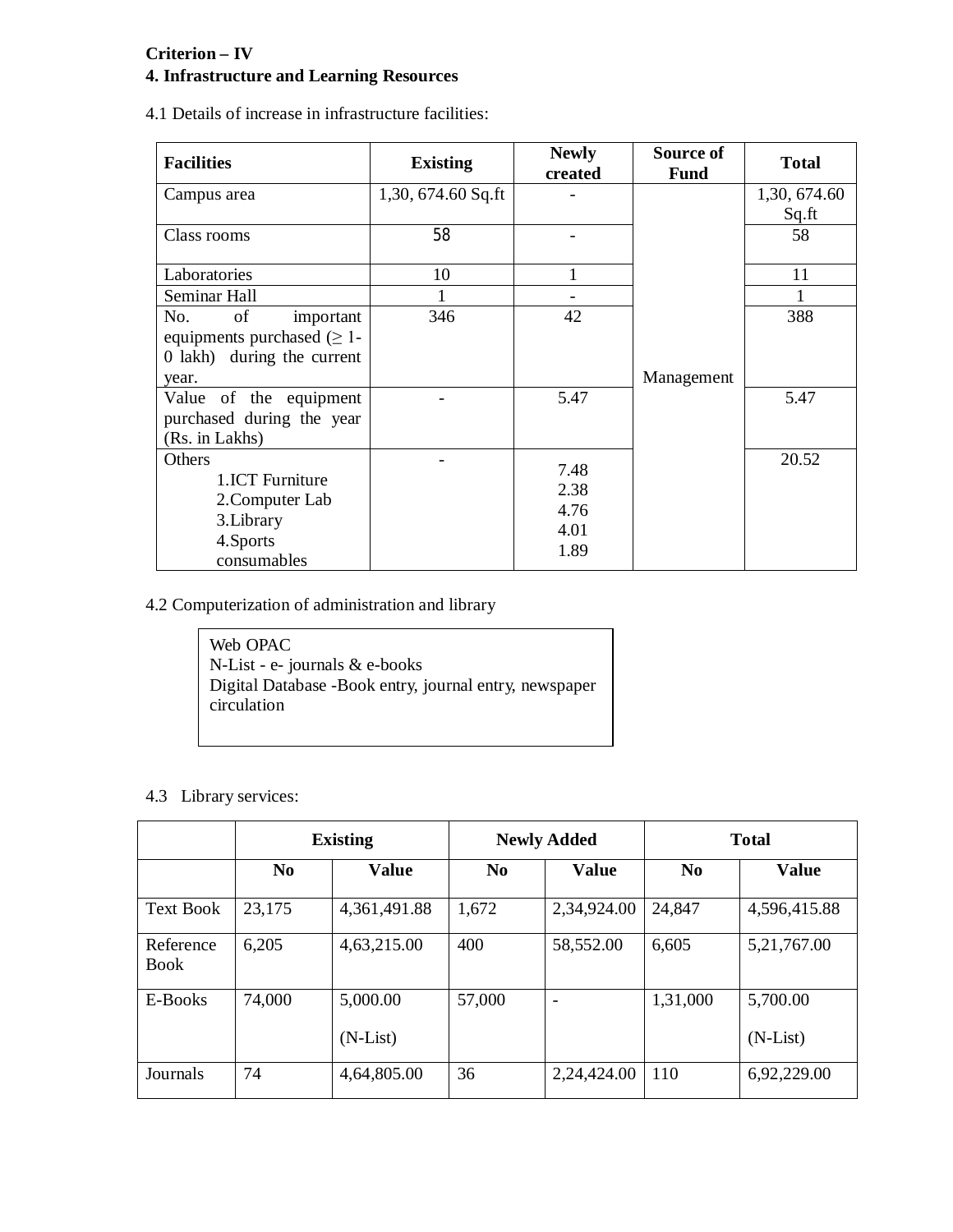**Criterion – IV**

**4. Infrastructure and Learning Resources**

4.1 Details of increase in infrastructure facilities:

| Facilities | Existing | Newly created | Source of Fund | Total |
|---|---|---|---|---|
| Campus area | 1,30, 674.60 Sq.ft | - | Management | 1,30, 674.60 Sq.ft |
| Class rooms | 58 | - | | 58 |
| Laboratories | 10 | 1 | | 11 |
| Seminar Hall | 1 | - | | 1 |
| No. of important equipments purchased (≥ 1-0 lakh) during the current year. | 346 | 42 | | 388 |
| Value of the equipment purchased during the year (Rs. in Lakhs) | - | 5.47 | | 5.47 |
| Others<br>1.ICT Furniture<br>2.Computer Lab<br>3.Library<br>4.Sports consumables | - | 7.48<br>2.38<br>4.76<br>4.01<br>1.89 | | 20.52 |

4.2 Computerization of administration and library

Web OPAC
N-List - e- journals & e-books
Digital Database -Book entry, journal entry, newspaper circulation

4.3 Library services:

| | Existing | | Newly Added | | Total | |
|---|---|---|---|---|---|---|
| | No | Value | No | Value | No | Value |
| Text Book | 23,175 | 4,361,491.88 | 1,672 | 2,34,924.00 | 24,847 | 4,596,415.88 |
| Reference Book | 6,205 | 4,63,215.00 | 400 | 58,552.00 | 6,605 | 5,21,767.00 |
| E-Books | 74,000 | 5,000.00 (N-List) | 57,000 | - | 1,31,000 | 5,700.00 (N-List) |
| Journals | 74 | 4,64,805.00 | 36 | 2,24,424.00 | 110 | 6,92,229.00 |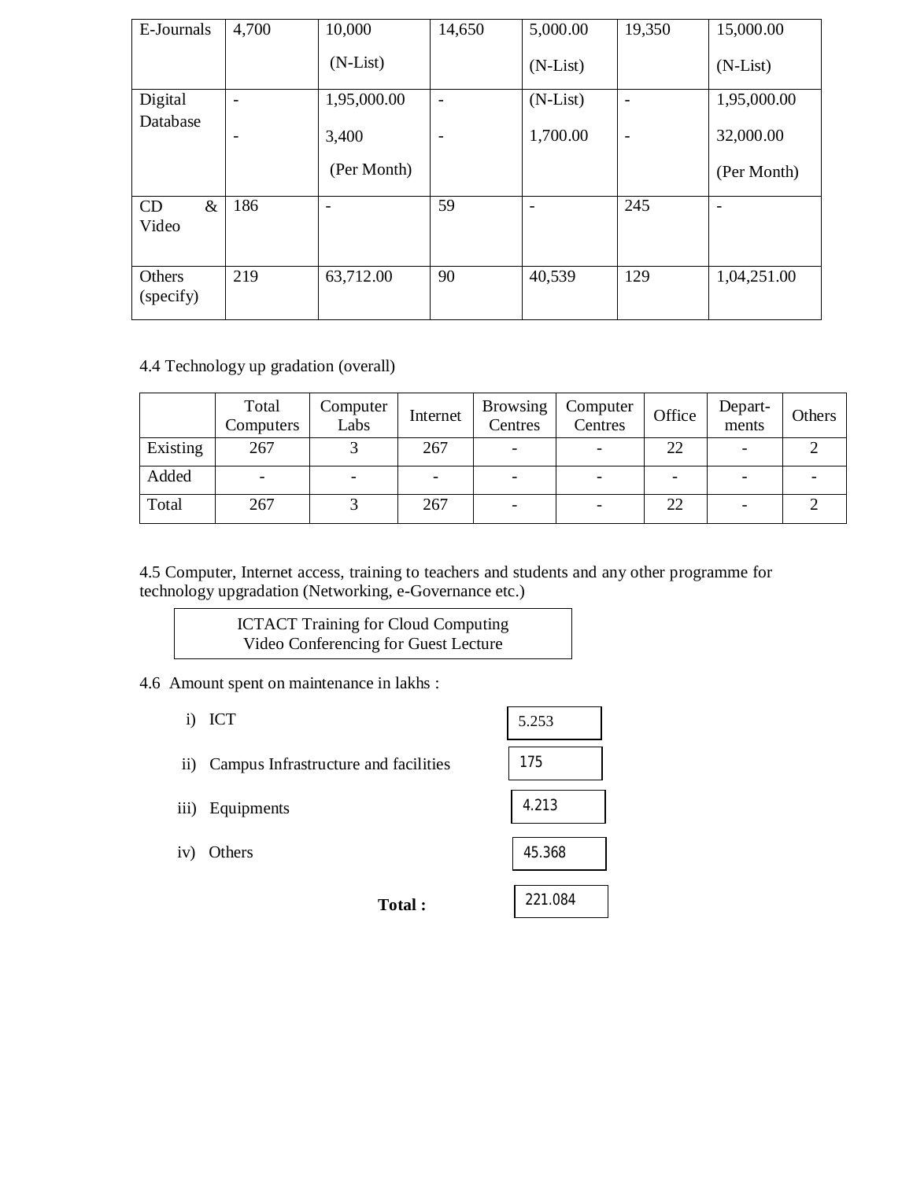| | | | | | | |
|---|---|---|---|---|---|---|
| E-Journals | 4,700 | 10,000 (N-List) | 14,650 | 5,000.00 (N-List) | 19,350 | 15,000.00 (N-List) |
| Digital Database | - <br> - | 1,95,000.00 <br> 3,400 (Per Month) | - <br> - | (N-List) <br> 1,700.00 | - <br> - | 1,95,000.00 <br> 32,000.00 (Per Month) |
| CD & Video | 186 | - | 59 | - | 245 | - |
| Others (specify) | 219 | 63,712.00 | 90 | 40,539 | 129 | 1,04,251.00 |

4.4 Technology up gradation (overall)

| | Total Computers | Computer Labs | Internet | Browsing Centres | Computer Centres | Office | Depart-ments | Others |
|---|---|---|---|---|---|---|---|---|
| Existing | 267 | 3 | 267 | - | - | 22 | - | 2 |
| Added | - | - | - | - | - | - | - | - |
| Total | 267 | 3 | 267 | - | - | 22 | - | 2 |

4.5 Computer, Internet access, training to teachers and students and any other programme for technology upgradation (Networking, e-Governance etc.)

ICTACT Training for Cloud Computing
Video Conferencing for Guest Lecture

4.6 Amount spent on maintenance in lakhs :

i) ICT: 5.253

ii) Campus Infrastructure and facilities: 175

iii) Equipments: 4.213

iv) Others: 45.368

**Total :** 221.084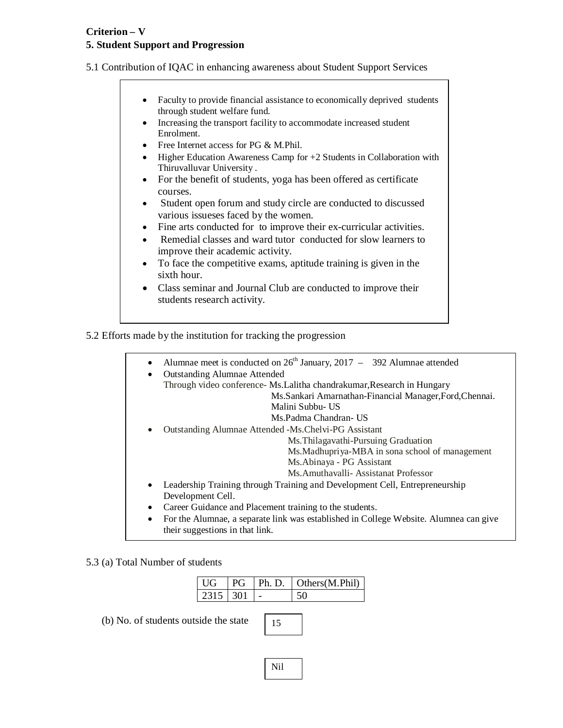**Criterion – V**

**5. Student Support and Progression**

5.1 Contribution of IQAC in enhancing awareness about Student Support Services

- Faculty to provide financial assistance to economically deprived students through student welfare fund.
- Increasing the transport facility to accommodate increased student Enrolment.
- Free Internet access for PG & M.Phil.
- Higher Education Awareness Camp for +2 Students in Collaboration with Thiruvalluvar University .
- For the benefit of students, yoga has been offered as certificate courses.
- Student open forum and study circle are conducted to discussed various issueses faced by the women.
- Fine arts conducted for to improve their ex-curricular activities.
- Remedial classes and ward tutor conducted for slow learners to improve their academic activity.
- To face the competitive exams, aptitude training is given in the sixth hour.
- Class seminar and Journal Club are conducted to improve their students research activity.

5.2 Efforts made by the institution for tracking the progression

- Alumnae meet is conducted on 26th January, 2017 – 392 Alumnae attended
- Outstanding Alumnae Attended
  Through video conference- Ms.Lalitha chandrakumar,Research in Hungary
  Ms.Sankari Amarnathan-Financial Manager,Ford,Chennai.
  Malini Subbu- US
  Ms.Padma Chandran- US
- Outstanding Alumnae Attended -Ms.Chelvi-PG Assistant
  Ms.Thilagavathi-Pursuing Graduation
  Ms.Madhupriya-MBA in sona school of management
  Ms.Abinaya - PG Assistant
  Ms.Amuthavalli- Assistanat Professor
- Leadership Training through Training and Development Cell, Entrepreneurship Development Cell.
- Career Guidance and Placement training to the students.
- For the Alumnae, a separate link was established in College Website. Alumnea can give their suggestions in that link.

5.3 (a) Total Number of students

| UG | PG | Ph. D. | Others(M.Phil) |
|---|---|---|---|
| 2315 | 301 | - | 50 |

(b) No. of students outside the state: 15

Nil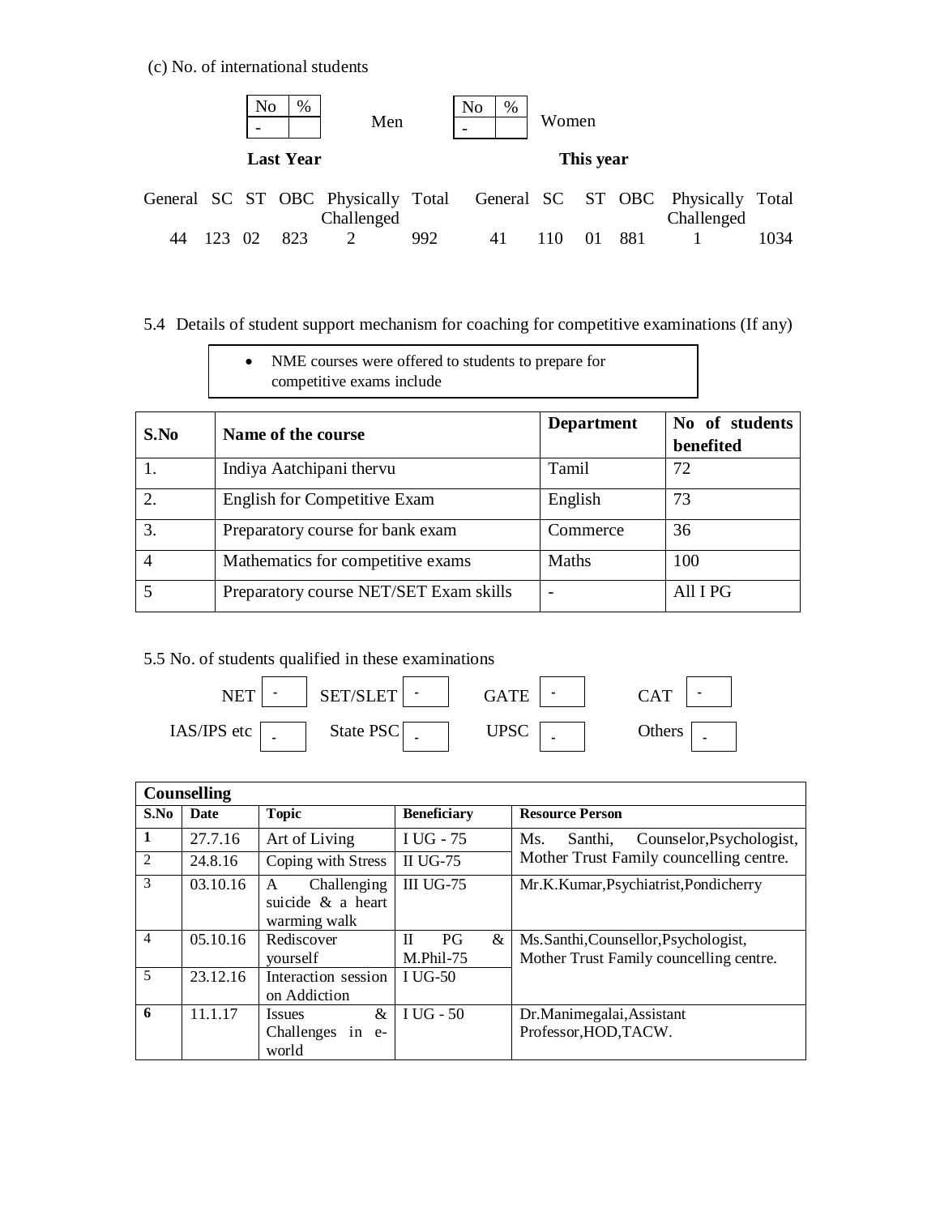(c) No. of international students

| No | % |
|---|---|
| - | |

Men

| No | % |
|---|---|
| - | |

Women

| Last Year | | | | | | This year | | | | | |
|---|---|---|---|---|---|---|---|---|---|---|---|
| General | SC | ST | OBC | Physically Challenged | Total | General | SC | ST | OBC | Physically Challenged | Total |
| 44 | 123 | 02 | 823 | 2 | 992 | 41 | 110 | 01 | 881 | 1 | 1034 |

5.4 Details of student support mechanism for coaching for competitive examinations (If any)

- NME courses were offered to students to prepare for competitive exams include

| S.No | Name of the course | Department | No of students benefited |
|---|---|---|---|
| 1. | Indiya Aatchipani thervu | Tamil | 72 |
| 2. | English for Competitive Exam | English | 73 |
| 3. | Preparatory course for bank exam | Commerce | 36 |
| 4 | Mathematics for competitive exams | Maths | 100 |
| 5 | Preparatory course NET/SET Exam skills | - | All I PG |

5.5 No. of students qualified in these examinations

| NET | - | SET/SLET | - | GATE | - | CAT | - |
|---|---|---|---|---|---|---|---|
| IAS/IPS etc | - | State PSC | - | UPSC | - | Others | - |

| **Counselling** | | | | |
|---|---|---|---|---|
| **S.No** | **Date** | **Topic** | **Beneficiary** | **Resource Person** |
| **1** | 27.7.16 | Art of Living | I UG - 75 | Ms. Santhi, Counselor,Psychologist, Mother Trust Family councelling centre. |
| 2 | 24.8.16 | Coping with Stress | II UG-75 | |
| 3 | 03.10.16 | A Challenging suicide & a heart warming walk | III UG-75 | Mr.K.Kumar,Psychiatrist,Pondicherry |
| 4 | 05.10.16 | Rediscover yourself | II PG & M.Phil-75 | Ms.Santhi,Counsellor,Psychologist, Mother Trust Family councelling centre. |
| 5 | 23.12.16 | Interaction session on Addiction | I UG-50 | |
| **6** | 11.1.17 | Issues & Challenges in e-world | I UG - 50 | Dr.Manimegalai,Assistant Professor,HOD,TACW. |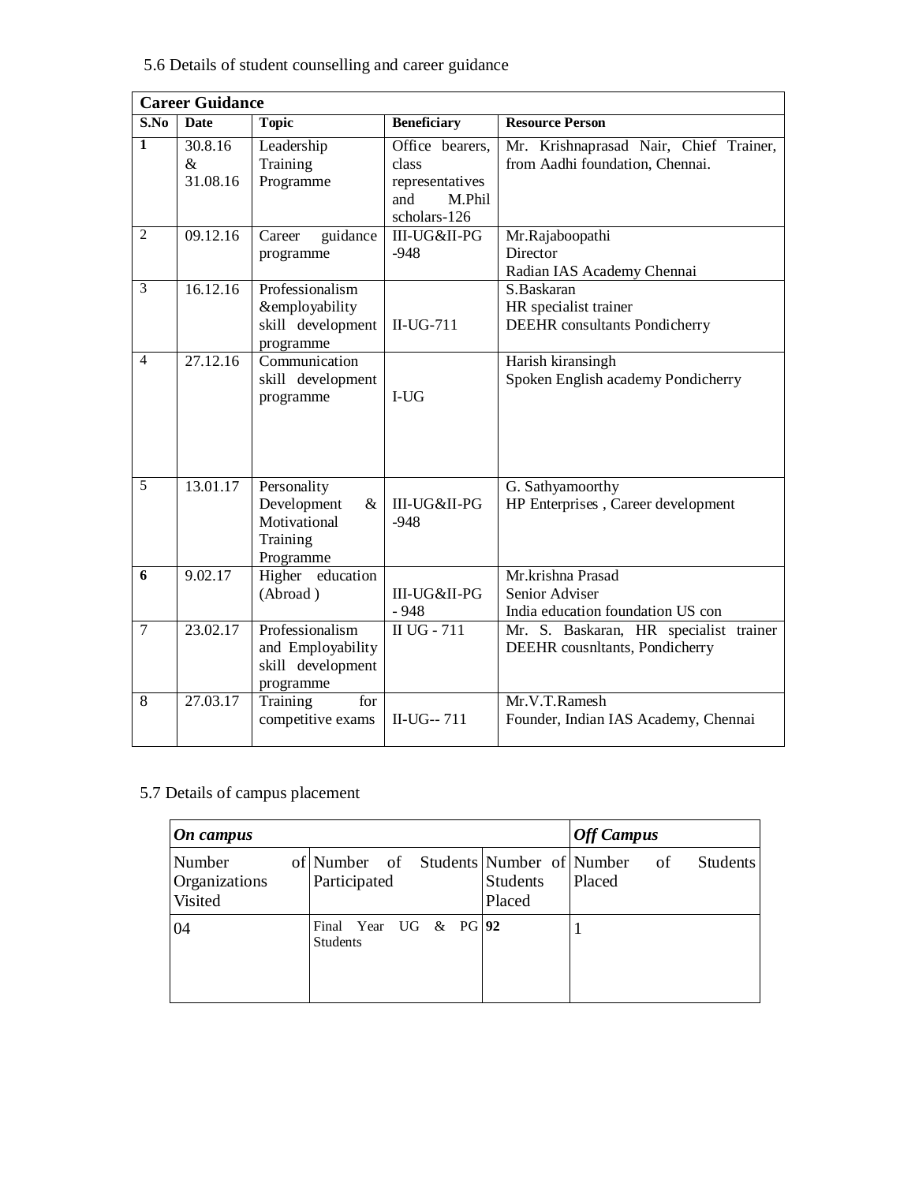5.6 Details of student counselling and career guidance

| Career Guidance | | | | |
|---|---|---|---|---|
| **S.No** | **Date** | **Topic** | **Beneficiary** | **Resource Person** |
| **1** | 30.8.16 & 31.08.16 | Leadership Training Programme | Office bearers, class representatives and M.Phil scholars-126 | Mr. Krishnaprasad Nair, Chief Trainer, from Aadhi foundation, Chennai. |
| 2 | 09.12.16 | Career guidance programme | III-UG&II-PG -948 | Mr.Rajaboopathi Director Radian IAS Academy Chennai |
| 3 | 16.12.16 | Professionalism &employability skill development programme | II-UG-711 | S.Baskaran HR specialist trainer DEEHR consultants Pondicherry |
| 4 | 27.12.16 | Communication skill development programme | I-UG | Harish kiransingh Spoken English academy Pondicherry |
| 5 | 13.01.17 | Personality Development & Motivational Training Programme | III-UG&II-PG -948 | G. Sathyamoorthy HP Enterprises , Career development |
| **6** | 9.02.17 | Higher education (Abroad ) | III-UG&II-PG - 948 | Mr.krishna Prasad Senior Adviser India education foundation US con |
| 7 | 23.02.17 | Professionalism and Employability skill development programme | II UG - 711 | Mr. S. Baskaran, HR specialist trainer DEEHR cousnltants, Pondicherry |
| 8 | 27.03.17 | Training for competitive exams | II-UG-- 711 | Mr.V.T.Ramesh Founder, Indian IAS Academy, Chennai |

5.7 Details of campus placement

| ***On campus*** | | | ***Off Campus*** |
|---|---|---|---|
| Number of Organizations Visited | Number of Students Participated | Number of Students Placed | Number of Students Placed |
| 04 | Final Year UG & PG Students | **92** | 1 |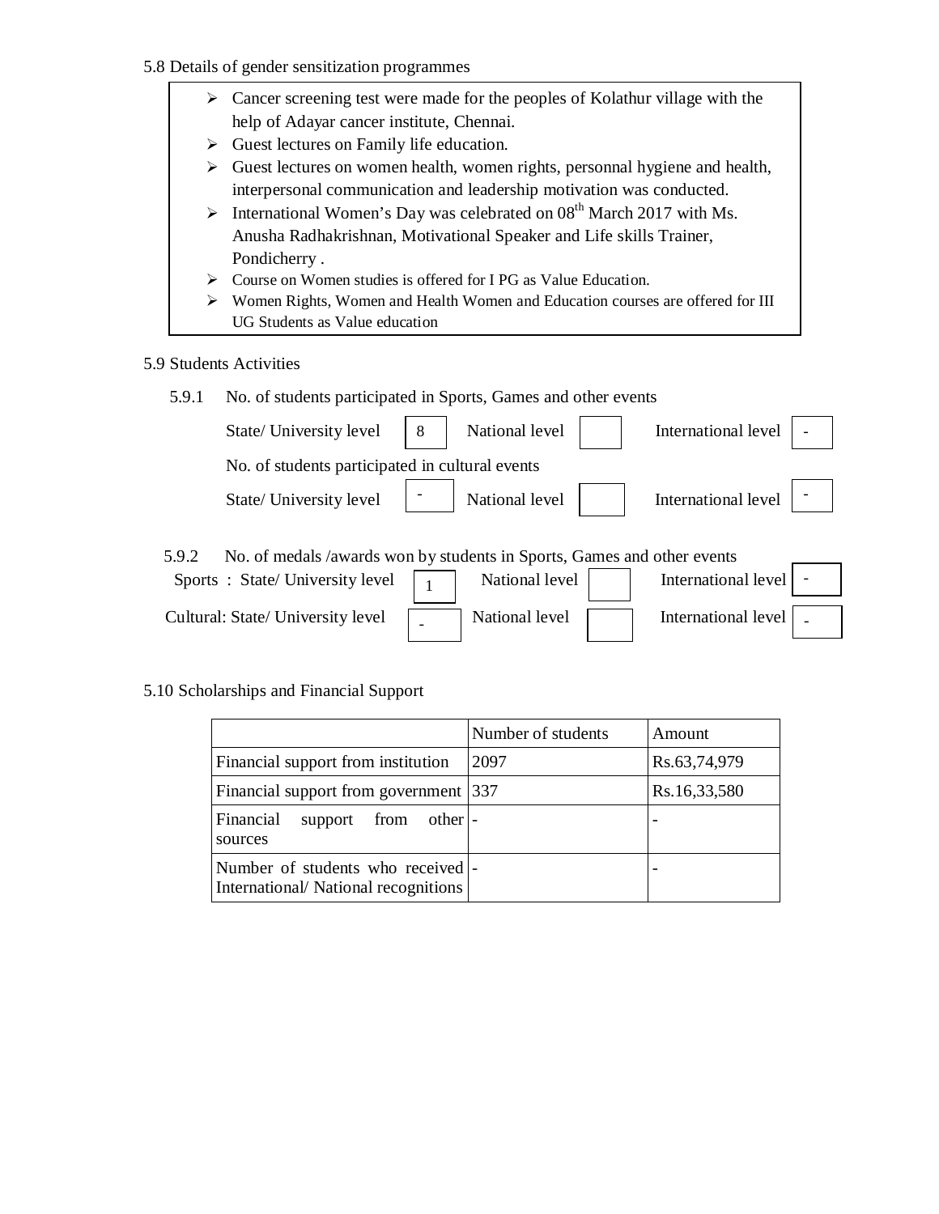5.8 Details of gender sensitization programmes

- Cancer screening test were made for the peoples of Kolathur village with the help of Adayar cancer institute, Chennai.
- Guest lectures on Family life education.
- Guest lectures on women health, women rights, personnal hygiene and health, interpersonal communication and leadership motivation was conducted.
- International Women's Day was celebrated on 08th March 2017 with Ms. Anusha Radhakrishnan, Motivational Speaker and Life skills Trainer, Pondicherry .
- Course on Women studies is offered for I PG as Value Education.
- Women Rights, Women and Health Women and Education courses are offered for III UG Students as Value education

5.9 Students Activities

5.9.1 No. of students participated in Sports, Games and other events

| State/ University level | National level | International level |
|---|---|---|
| 8 | | - |

No. of students participated in cultural events

| State/ University level | National level | International level |
|---|---|---|
| - | | - |

5.9.2 No. of medals /awards won by students in Sports, Games and other events

| | State/ University level | National level | International level |
|---|---|---|---|
| Sports | 1 | | - |
| Cultural | - | | - |

5.10 Scholarships and Financial Support

| | Number of students | Amount |
|---|---|---|
| Financial support from institution | 2097 | Rs.63,74,979 |
| Financial support from government | 337 | Rs.16,33,580 |
| Financial support from other sources | - | - |
| Number of students who received International/ National recognitions | - | - |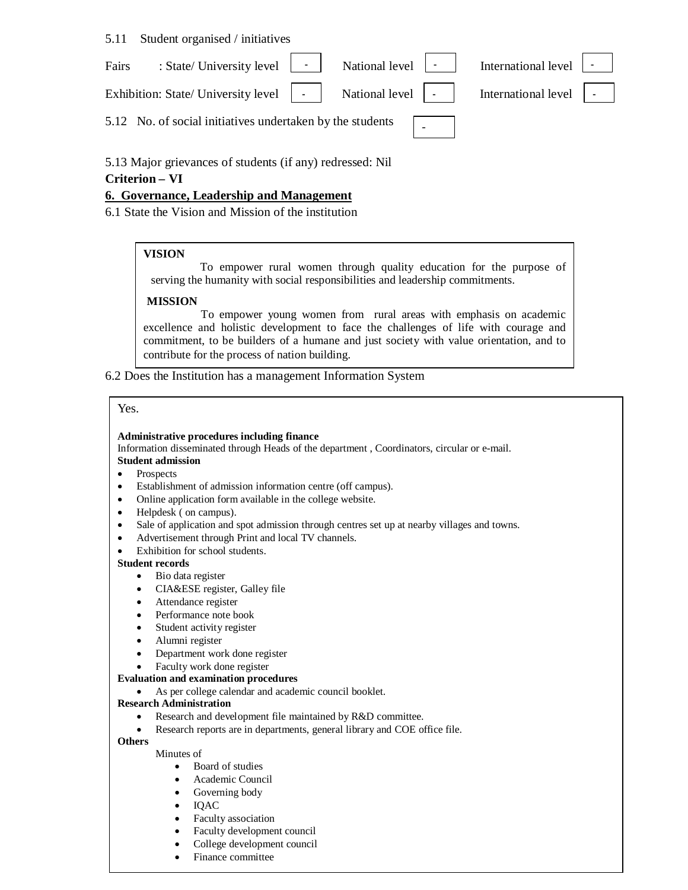5.11 Student organised / initiatives

| | State/ University level | National level | International level |
|---|---|---|---|
| Fairs | - | - | - |
| Exhibition | - | - | - |

5.12 No. of social initiatives undertaken by the students: -

5.13 Major grievances of students (if any) redressed: Nil

**Criterion – VI**

## 6. Governance, Leadership and Management

6.1 State the Vision and Mission of the institution

**VISION**

To empower rural women through quality education for the purpose of serving the humanity with social responsibilities and leadership commitments.

**MISSION**

To empower young women from rural areas with emphasis on academic excellence and holistic development to face the challenges of life with courage and commitment, to be builders of a humane and just society with value orientation, and to contribute for the process of nation building.

6.2 Does the Institution has a management Information System

Yes.

**Administrative procedures including finance**

Information disseminated through Heads of the department , Coordinators, circular or e-mail.

**Student admission**

- Prospects
- Establishment of admission information centre (off campus).
- Online application form available in the college website.
- Helpdesk ( on campus).
- Sale of application and spot admission through centres set up at nearby villages and towns.
- Advertisement through Print and local TV channels.
- Exhibition for school students.

**Student records**

- Bio data register
- CIA&ESE register, Galley file
- Attendance register
- Performance note book
- Student activity register
- Alumni register
- Department work done register
- Faculty work done register

**Evaluation and examination procedures**

- As per college calendar and academic council booklet.

**Research Administration**

- Research and development file maintained by R&D committee.
- Research reports are in departments, general library and COE office file.

**Others**

Minutes of

- Board of studies
- Academic Council
- Governing body
- IQAC
- Faculty association
- Faculty development council
- College development council
- Finance committee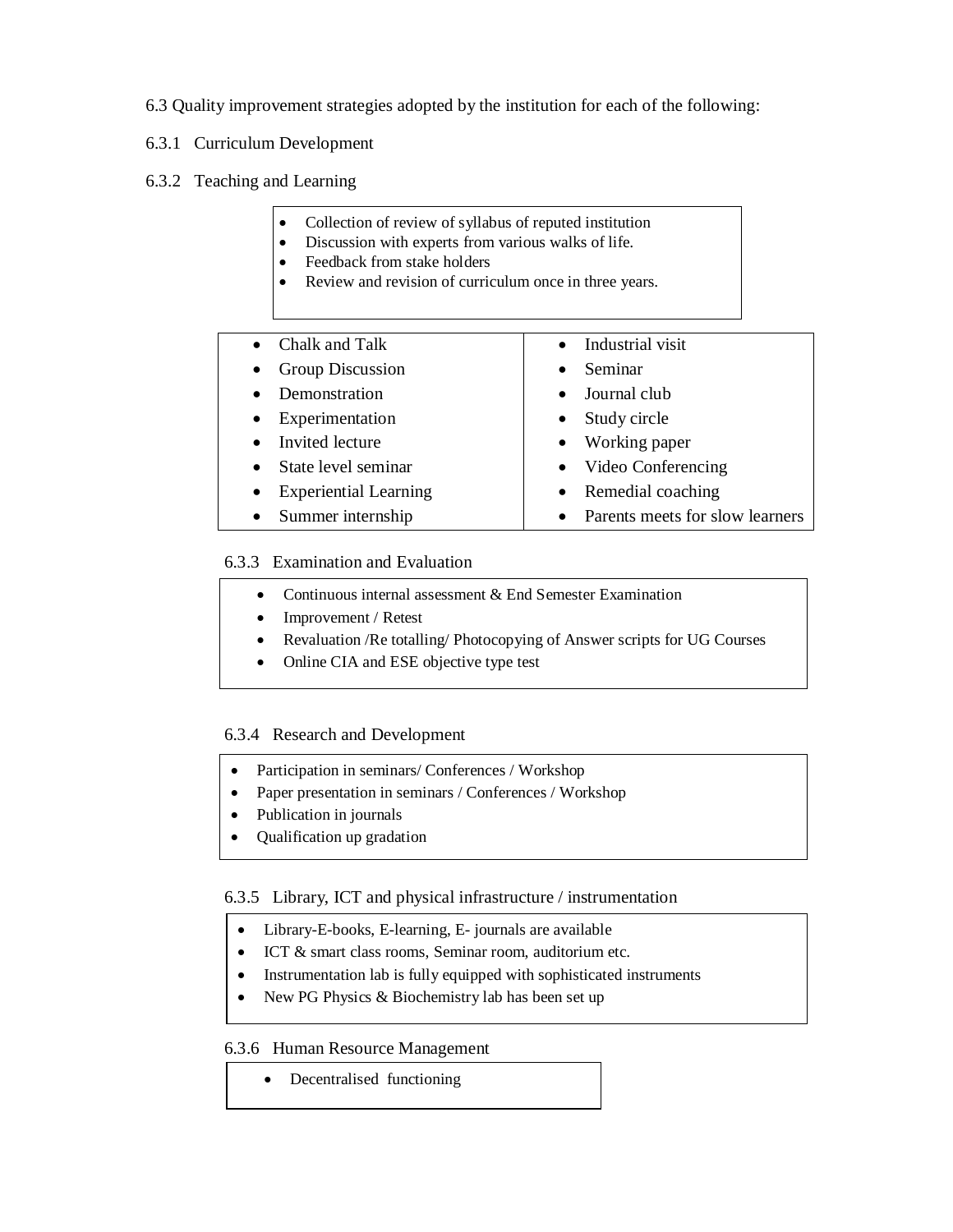6.3 Quality improvement strategies adopted by the institution for each of the following:

6.3.1 Curriculum Development

6.3.2 Teaching and Learning

- Collection of review of syllabus of reputed institution
- Discussion with experts from various walks of life.
- Feedback from stake holders
- Review and revision of curriculum once in three years.

| | |
|---|---|
| • Chalk and Talk | • Industrial visit |
| • Group Discussion | • Seminar |
| • Demonstration | • Journal club |
| • Experimentation | • Study circle |
| • Invited lecture | • Working paper |
| • State level seminar | • Video Conferencing |
| • Experiential Learning | • Remedial coaching |
| • Summer internship | • Parents meets for slow learners |

6.3.3 Examination and Evaluation

- Continuous internal assessment & End Semester Examination
- Improvement / Retest
- Revaluation /Re totalling/ Photocopying of Answer scripts for UG Courses
- Online CIA and ESE objective type test

6.3.4 Research and Development

- Participation in seminars/ Conferences / Workshop
- Paper presentation in seminars / Conferences / Workshop
- Publication in journals
- Qualification up gradation

6.3.5 Library, ICT and physical infrastructure / instrumentation

- Library-E-books, E-learning, E- journals are available
- ICT & smart class rooms, Seminar room, auditorium etc.
- Instrumentation lab is fully equipped with sophisticated instruments
- New PG Physics & Biochemistry lab has been set up

6.3.6 Human Resource Management

- Decentralised functioning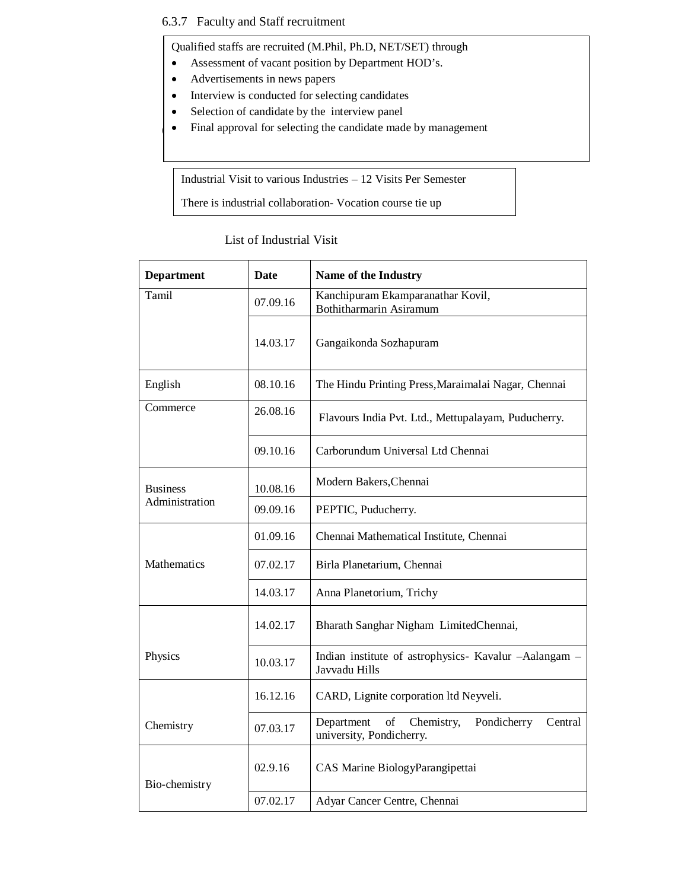### 6.3.7 Faculty and Staff recruitment

Qualified staffs are recruited (M.Phil, Ph.D, NET/SET) through

- Assessment of vacant position by Department HOD's.
- Advertisements in news papers
- Interview is conducted for selecting candidates
- Selection of candidate by the interview panel
- Final approval for selecting the candidate made by management

Industrial Visit to various Industries – 12 Visits Per Semester

There is industrial collaboration- Vocation course tie up

List of Industrial Visit

| Department | Date | Name of the Industry |
|---|---|---|
| Tamil | 07.09.16 | Kanchipuram Ekamparanathar Kovil, Bothitharmarin Asiramum |
| | 14.03.17 | Gangaikonda Sozhapuram |
| English | 08.10.16 | The Hindu Printing Press,Maraimalai Nagar, Chennai |
| Commerce | 26.08.16 | Flavours India Pvt. Ltd., Mettupalayam, Puducherry. |
| | 09.10.16 | Carborundum Universal Ltd Chennai |
| Business Administration | 10.08.16 | Modern Bakers,Chennai |
| | 09.09.16 | PEPTIC, Puducherry. |
| Mathematics | 01.09.16 | Chennai Mathematical Institute, Chennai |
| | 07.02.17 | Birla Planetarium, Chennai |
| | 14.03.17 | Anna Planetorium, Trichy |
| Physics | 14.02.17 | Bharath Sanghar Nigham LimitedChennai, |
| | 10.03.17 | Indian institute of astrophysics- Kavalur –Aalangam – Javvadu Hills |
| Chemistry | 16.12.16 | CARD, Lignite corporation ltd Neyveli. |
| | 07.03.17 | Department of Chemistry, Pondicherry Central university, Pondicherry. |
| Bio-chemistry | 02.9.16 | CAS Marine BiologyParangipettai |
| | 07.02.17 | Adyar Cancer Centre, Chennai |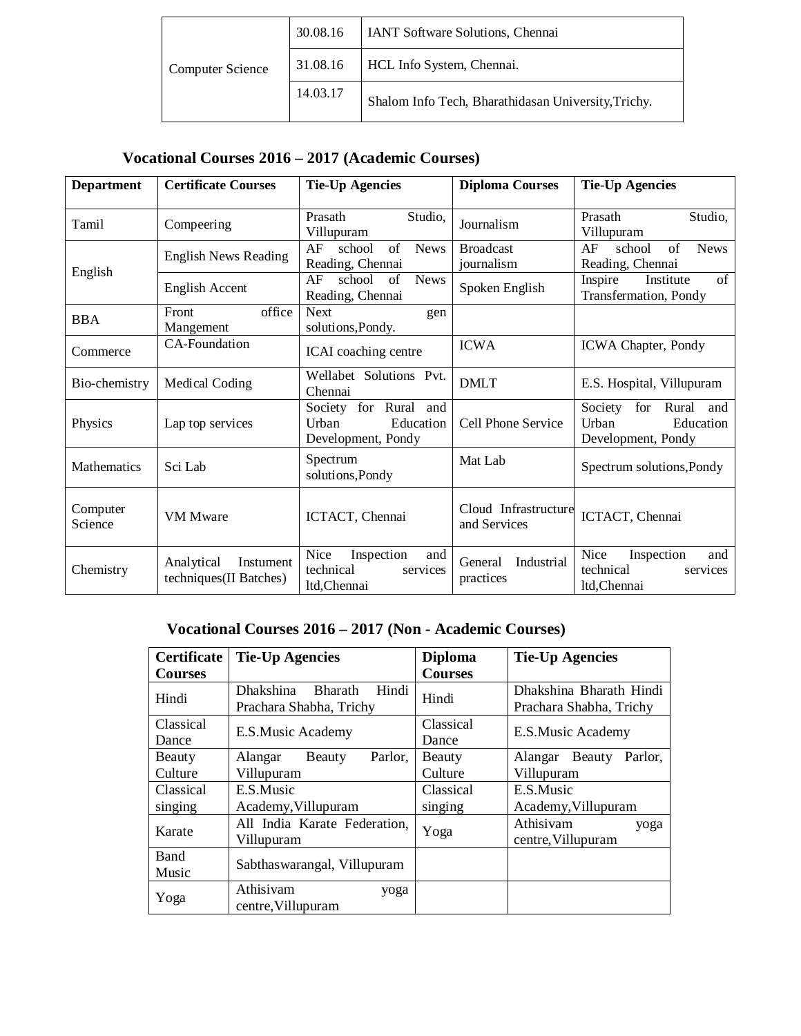| | | |
|---|---|---|
| Computer Science | 30.08.16 | IANT Software Solutions, Chennai |
| | 31.08.16 | HCL Info System, Chennai. |
| | 14.03.17 | Shalom Info Tech, Bharathidasan University,Trichy. |

### Vocational Courses 2016 – 2017 (Academic Courses)

| Department | Certificate Courses | Tie-Up Agencies | Diploma Courses | Tie-Up Agencies |
|---|---|---|---|---|
| Tamil | Compeering | Prasath Studio, Villupuram | Journalism | Prasath Studio, Villupuram |
| English | English News Reading | AF school of News Reading, Chennai | Broadcast journalism | AF school of News Reading, Chennai |
| | English Accent | AF school of News Reading, Chennai | Spoken English | Inspire Institute of Transfermation, Pondy |
| BBA | Front office Mangement | Next gen solutions,Pondy. | | |
| Commerce | CA-Foundation | ICAI coaching centre | ICWA | ICWA Chapter, Pondy |
| Bio-chemistry | Medical Coding | Wellabet Solutions Pvt. Chennai | DMLT | E.S. Hospital, Villupuram |
| Physics | Lap top services | Society for Rural and Urban Education Development, Pondy | Cell Phone Service | Society for Rural and Urban Education Development, Pondy |
| Mathematics | Sci Lab | Spectrum solutions,Pondy | Mat Lab | Spectrum solutions,Pondy |
| Computer Science | VM Mware | ICTACT, Chennai | Cloud Infrastructure and Services | ICTACT, Chennai |
| Chemistry | Analytical Instument techniques(II Batches) | Nice Inspection and technical services ltd,Chennai | General Industrial practices | Nice Inspection and technical services ltd,Chennai |

### Vocational Courses 2016 – 2017 (Non - Academic Courses)

| Certificate Courses | Tie-Up Agencies | Diploma Courses | Tie-Up Agencies |
|---|---|---|---|
| Hindi | Dhakshina Bharath Hindi Prachara Shabha, Trichy | Hindi | Dhakshina Bharath Hindi Prachara Shabha, Trichy |
| Classical Dance | E.S.Music Academy | Classical Dance | E.S.Music Academy |
| Beauty Culture | Alangar Beauty Parlor, Villupuram | Beauty Culture | Alangar Beauty Parlor, Villupuram |
| Classical singing | E.S.Music Academy,Villupuram | Classical singing | E.S.Music Academy,Villupuram |
| Karate | All India Karate Federation, Villupuram | Yoga | Athisivam yoga centre,Villupuram |
| Band Music | Sabthaswarangal, Villupuram | | |
| Yoga | Athisivam yoga centre,Villupuram | | |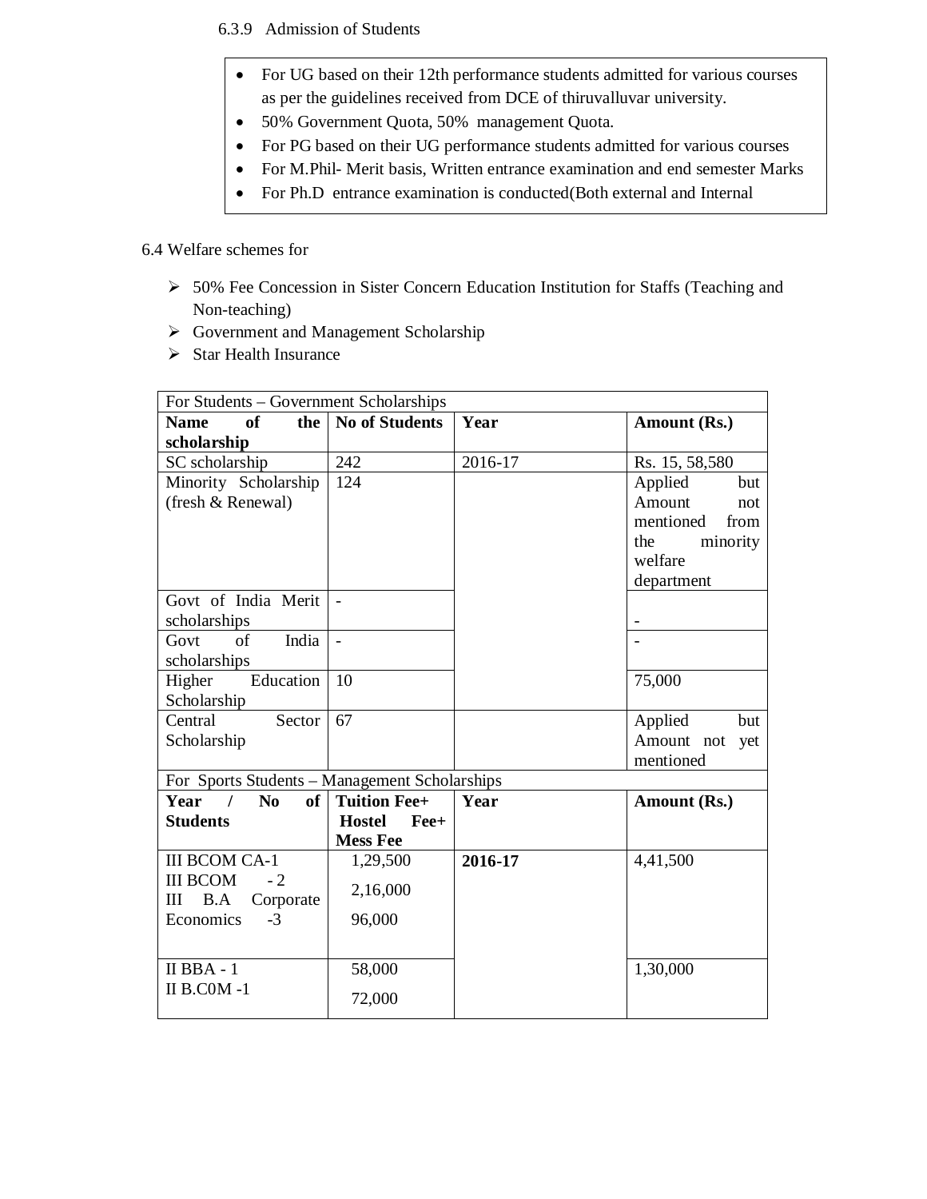6.3.9 Admission of Students

- For UG based on their 12th performance students admitted for various courses as per the guidelines received from DCE of thiruvalluvar university.
- 50% Government Quota, 50% management Quota.
- For PG based on their UG performance students admitted for various courses
- For M.Phil- Merit basis, Written entrance examination and end semester Marks
- For Ph.D entrance examination is conducted(Both external and Internal

6.4 Welfare schemes for

- 50% Fee Concession in Sister Concern Education Institution for Staffs (Teaching and Non-teaching)
- Government and Management Scholarship
- Star Health Insurance

| For Students – Government Scholarships | | | |
|---|---|---|---|
| **Name of the scholarship** | **No of Students** | **Year** | **Amount (Rs.)** |
| SC scholarship | 242 | 2016-17 | Rs. 15, 58,580 |
| Minority Scholarship (fresh & Renewal) | 124 | | Applied but Amount not mentioned from the minority welfare department |
| Govt of India Merit scholarships | - | | - |
| Govt of India scholarships | - | | - |
| Higher Education Scholarship | 10 | | 75,000 |
| Central Sector Scholarship | 67 | | Applied but Amount not yet mentioned |
| For Sports Students – Management Scholarships | | | |
| **Year / No of Students** | **Tuition Fee+ Hostel Fee+ Mess Fee** | **Year** | **Amount (Rs.)** |
| III BCOM CA-1<br>III BCOM - 2<br>III B.A Corporate Economics -3 | 1,29,500<br>2,16,000<br>96,000 | **2016-17** | 4,41,500 |
| II BBA - 1<br>II B.C0M -1 | 58,000<br>72,000 | | 1,30,000 |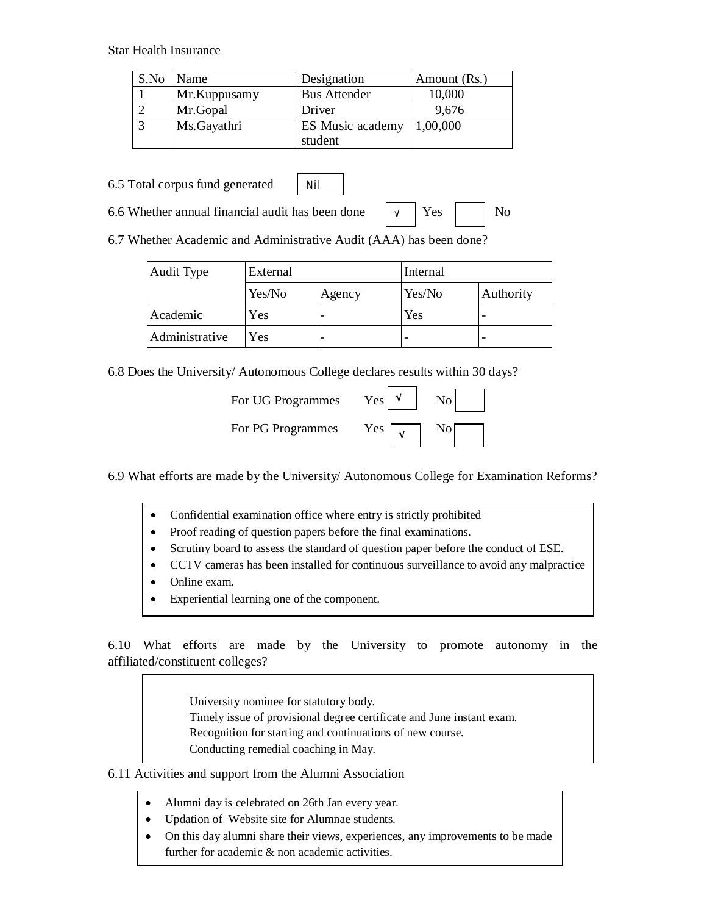Star Health Insurance

| S.No | Name | Designation | Amount (Rs.) |
|---|---|---|---|
| 1 | Mr.Kuppusamy | Bus Attender | 10,000 |
| 2 | Mr.Gopal | Driver | 9,676 |
| 3 | Ms.Gayathri | ES Music academy student | 1,00,000 |

6.5 Total corpus fund generated: Nil

6.6 Whether annual financial audit has been done: √ Yes ☐ No

6.7 Whether Academic and Administrative Audit (AAA) has been done?

| Audit Type | External | | Internal | |
|---|---|---|---|---|
| | Yes/No | Agency | Yes/No | Authority |
| Academic | Yes | - | Yes | - |
| Administrative | Yes | - | - | - |

6.8 Does the University/ Autonomous College declares results within 30 days?

For UG Programmes: Yes √ No ☐

For PG Programmes: Yes √ No ☐

6.9 What efforts are made by the University/ Autonomous College for Examination Reforms?

- Confidential examination office where entry is strictly prohibited
- Proof reading of question papers before the final examinations.
- Scrutiny board to assess the standard of question paper before the conduct of ESE.
- CCTV cameras has been installed for continuous surveillance to avoid any malpractice
- Online exam.
- Experiential learning one of the component.

6.10 What efforts are made by the University to promote autonomy in the affiliated/constituent colleges?

University nominee for statutory body.
Timely issue of provisional degree certificate and June instant exam.
Recognition for starting and continuations of new course.
Conducting remedial coaching in May.

6.11 Activities and support from the Alumni Association

- Alumni day is celebrated on 26th Jan every year.
- Updation of Website site for Alumnae students.
- On this day alumni share their views, experiences, any improvements to be made further for academic & non academic activities.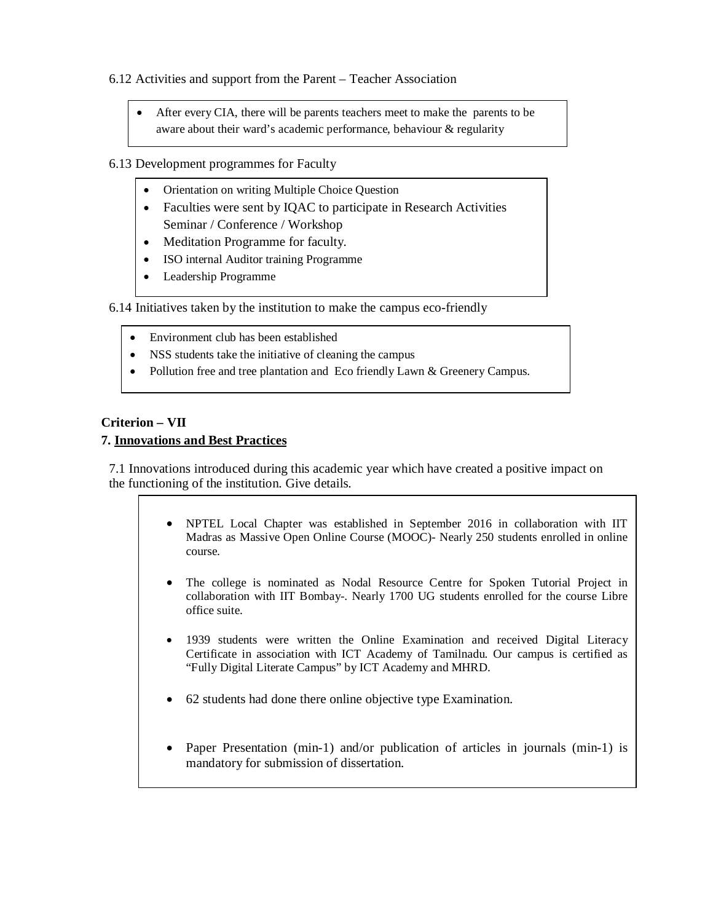6.12 Activities and support from the Parent – Teacher Association

- After every CIA, there will be parents teachers meet to make the parents to be aware about their ward's academic performance, behaviour & regularity

6.13 Development programmes for Faculty

- Orientation on writing Multiple Choice Question
- Faculties were sent by IQAC to participate in Research Activities Seminar / Conference / Workshop
- Meditation Programme for faculty.
- ISO internal Auditor training Programme
- Leadership Programme

6.14 Initiatives taken by the institution to make the campus eco-friendly

- Environment club has been established
- NSS students take the initiative of cleaning the campus
- Pollution free and tree plantation and Eco friendly Lawn & Greenery Campus.

**Criterion – VII**

**7. Innovations and Best Practices**

7.1 Innovations introduced during this academic year which have created a positive impact on the functioning of the institution. Give details.

- NPTEL Local Chapter was established in September 2016 in collaboration with IIT Madras as Massive Open Online Course (MOOC)- Nearly 250 students enrolled in online course.
- The college is nominated as Nodal Resource Centre for Spoken Tutorial Project in collaboration with IIT Bombay-. Nearly 1700 UG students enrolled for the course Libre office suite.
- 1939 students were written the Online Examination and received Digital Literacy Certificate in association with ICT Academy of Tamilnadu. Our campus is certified as "Fully Digital Literate Campus" by ICT Academy and MHRD.
- 62 students had done there online objective type Examination.
- Paper Presentation (min-1) and/or publication of articles in journals (min-1) is mandatory for submission of dissertation.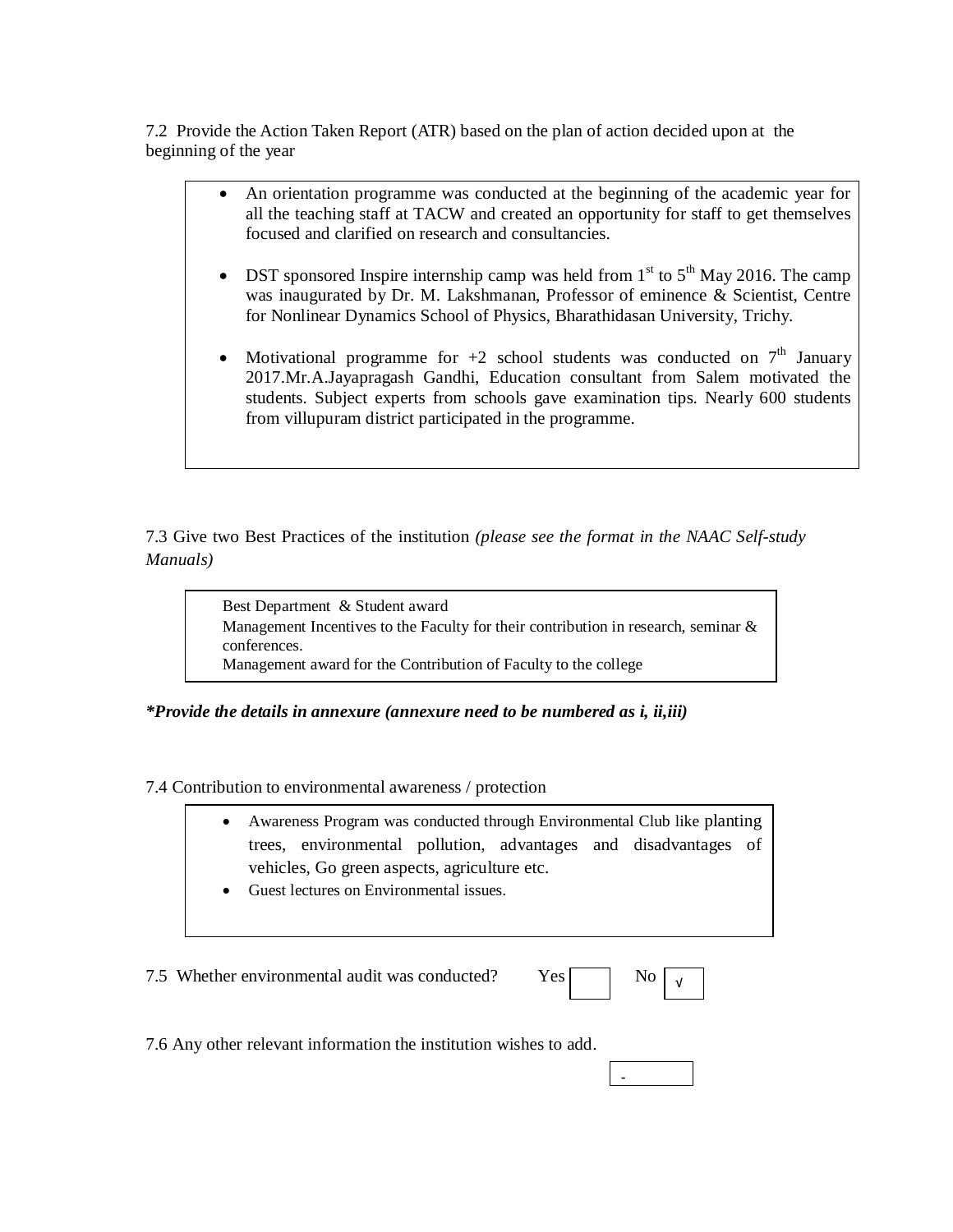7.2 Provide the Action Taken Report (ATR) based on the plan of action decided upon at the beginning of the year

- An orientation programme was conducted at the beginning of the academic year for all the teaching staff at TACW and created an opportunity for staff to get themselves focused and clarified on research and consultancies.
- DST sponsored Inspire internship camp was held from 1st to 5th May 2016. The camp was inaugurated by Dr. M. Lakshmanan, Professor of eminence & Scientist, Centre for Nonlinear Dynamics School of Physics, Bharathidasan University, Trichy.
- Motivational programme for +2 school students was conducted on 7th January 2017.Mr.A.Jayapragash Gandhi, Education consultant from Salem motivated the students. Subject experts from schools gave examination tips. Nearly 600 students from villupuram district participated in the programme.

7.3 Give two Best Practices of the institution *(please see the format in the NAAC Self-study Manuals)*

Best Department & Student award
Management Incentives to the Faculty for their contribution in research, seminar & conferences.
Management award for the Contribution of Faculty to the college

***Provide the details in annexure (annexure need to be numbered as i, ii,iii)***

7.4 Contribution to environmental awareness / protection

- Awareness Program was conducted through Environmental Club like planting trees, environmental pollution, advantages and disadvantages of vehicles, Go green aspects, agriculture etc.
- Guest lectures on Environmental issues.

7.5 Whether environmental audit was conducted? Yes [ ] No [√]

7.6 Any other relevant information the institution wishes to add.

-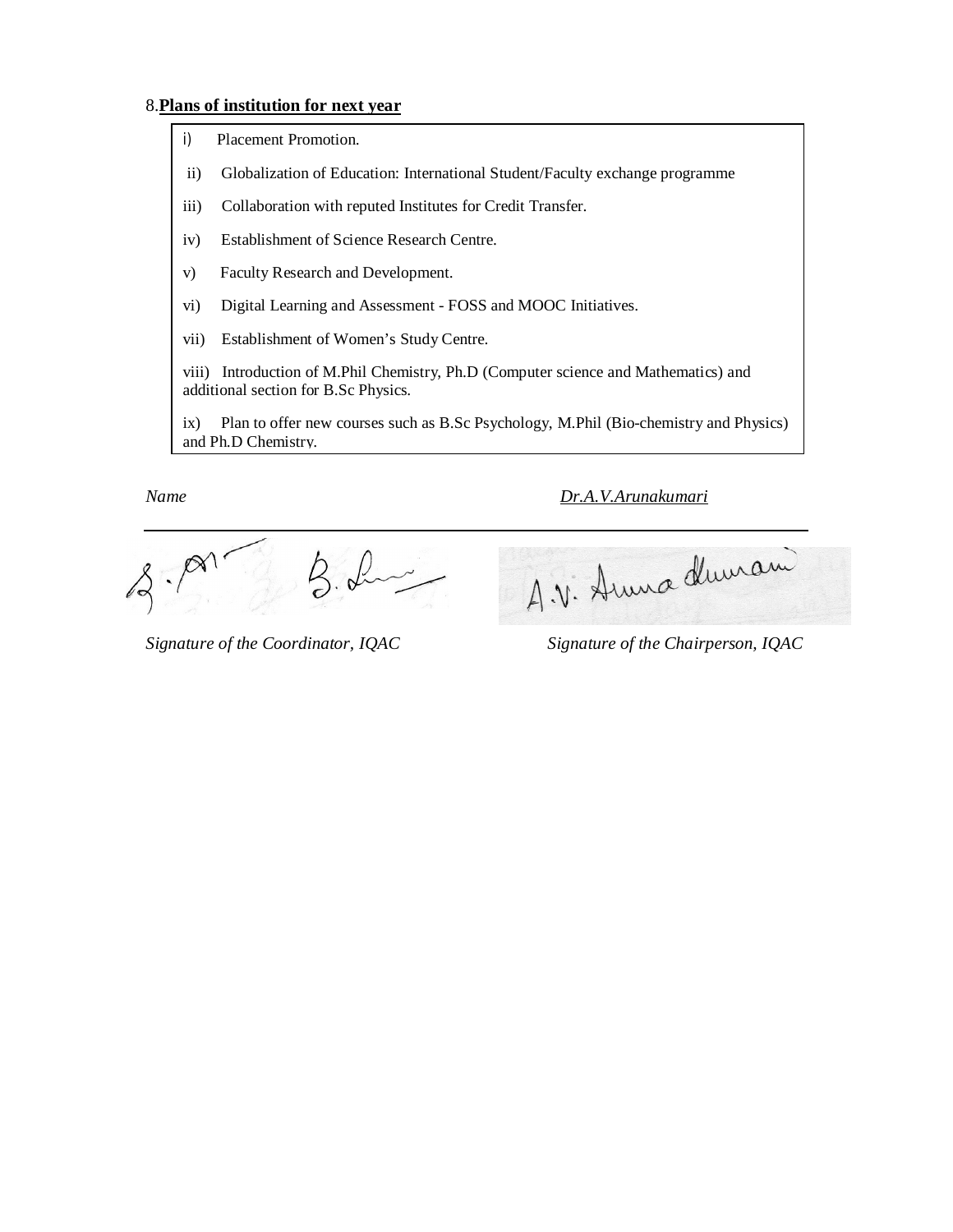8. **Plans of institution for next year**

i) Placement Promotion.

ii) Globalization of Education: International Student/Faculty exchange programme

iii) Collaboration with reputed Institutes for Credit Transfer.

iv) Establishment of Science Research Centre.

v) Faculty Research and Development.

vi) Digital Learning and Assessment - FOSS and MOOC Initiatives.

vii) Establishment of Women's Study Centre.

viii) Introduction of M.Phil Chemistry, Ph.D (Computer science and Mathematics) and additional section for B.Sc Physics.

ix) Plan to offer new courses such as B.Sc Psychology, M.Phil (Bio-chemistry and Physics) and Ph.D Chemistry.

*Name* *Dr.A.V.Arunakumari*

*Signature of the Coordinator, IQAC* *Signature of the Chairperson, IQAC*